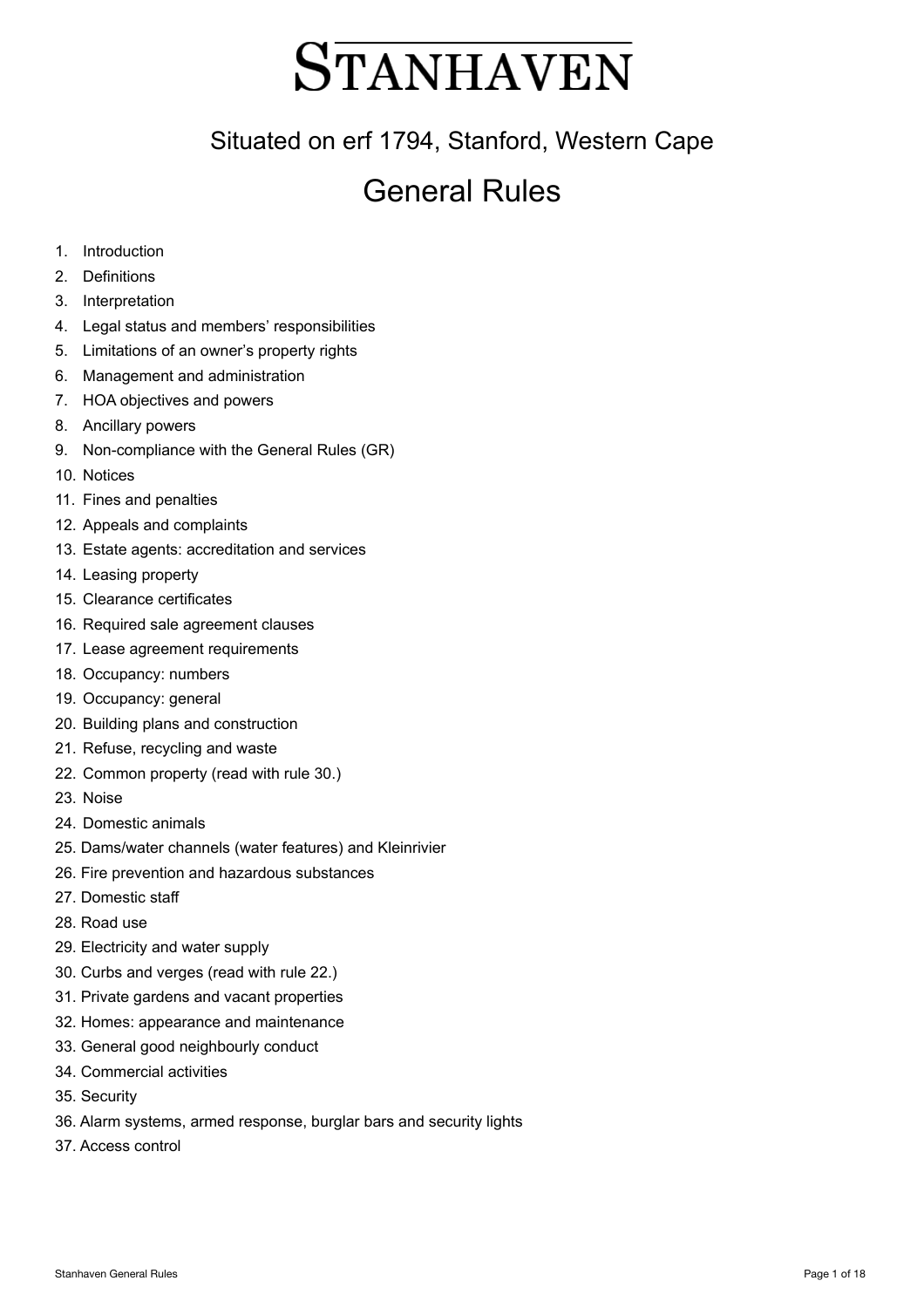# STANHAVEN

## Situated on erf 1794, Stanford, Western Cape

## General Rules

1. Introduction
2. Definitions
3. Interpretation
4. Legal status and members' responsibilities
5. Limitations of an owner's property rights
6. Management and administration
7. HOA objectives and powers
8. Ancillary powers
9. Non-compliance with the General Rules (GR)
10. Notices
11. Fines and penalties
12. Appeals and complaints
13. Estate agents: accreditation and services
14. Leasing property
15. Clearance certificates
16. Required sale agreement clauses
17. Lease agreement requirements
18. Occupancy: numbers
19. Occupancy: general
20. Building plans and construction
21. Refuse, recycling and waste
22. Common property (read with rule 30.)
23. Noise
24. Domestic animals
25. Dams/water channels (water features) and Kleinrivier
26. Fire prevention and hazardous substances
27. Domestic staff
28. Road use
29. Electricity and water supply
30. Curbs and verges (read with rule 22.)
31. Private gardens and vacant properties
32. Homes: appearance and maintenance
33. General good neighbourly conduct
34. Commercial activities
35. Security
36. Alarm systems, armed response, burglar bars and security lights
37. Access control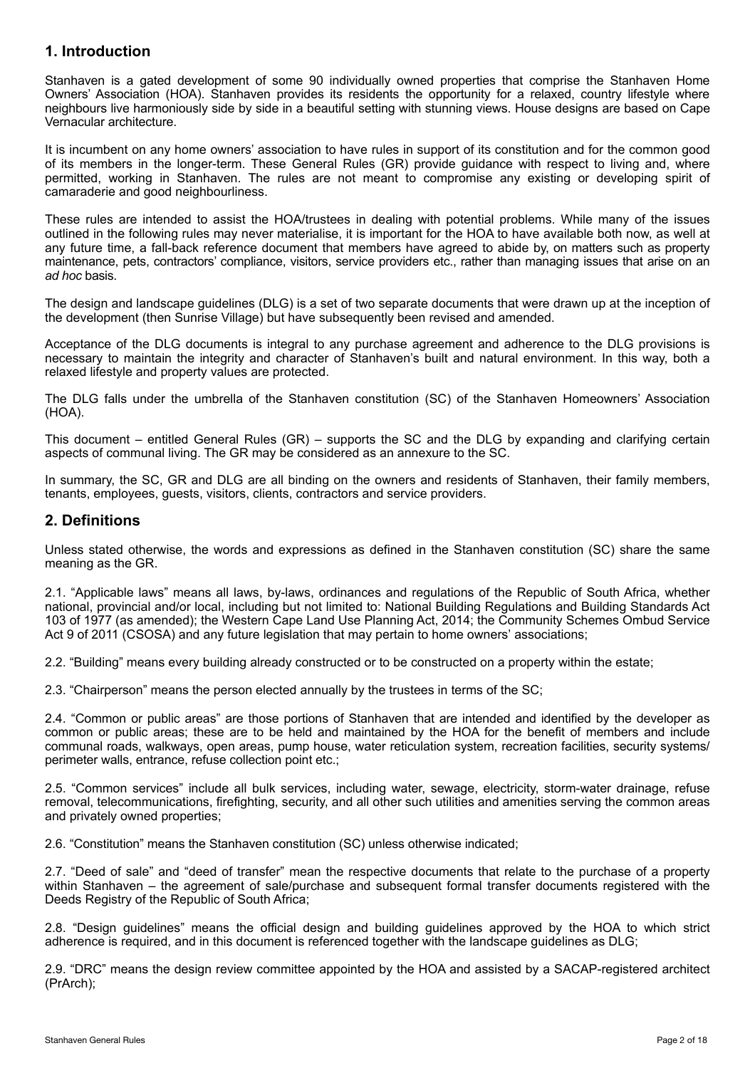## 1. Introduction

Stanhaven is a gated development of some 90 individually owned properties that comprise the Stanhaven Home Owners' Association (HOA). Stanhaven provides its residents the opportunity for a relaxed, country lifestyle where neighbours live harmoniously side by side in a beautiful setting with stunning views. House designs are based on Cape Vernacular architecture.

It is incumbent on any home owners' association to have rules in support of its constitution and for the common good of its members in the longer-term. These General Rules (GR) provide guidance with respect to living and, where permitted, working in Stanhaven. The rules are not meant to compromise any existing or developing spirit of camaraderie and good neighbourliness.

These rules are intended to assist the HOA/trustees in dealing with potential problems. While many of the issues outlined in the following rules may never materialise, it is important for the HOA to have available both now, as well at any future time, a fall-back reference document that members have agreed to abide by, on matters such as property maintenance, pets, contractors' compliance, visitors, service providers etc., rather than managing issues that arise on an *ad hoc* basis.

The design and landscape guidelines (DLG) is a set of two separate documents that were drawn up at the inception of the development (then Sunrise Village) but have subsequently been revised and amended.

Acceptance of the DLG documents is integral to any purchase agreement and adherence to the DLG provisions is necessary to maintain the integrity and character of Stanhaven's built and natural environment. In this way, both a relaxed lifestyle and property values are protected.

The DLG falls under the umbrella of the Stanhaven constitution (SC) of the Stanhaven Homeowners' Association (HOA).

This document – entitled General Rules (GR) – supports the SC and the DLG by expanding and clarifying certain aspects of communal living. The GR may be considered as an annexure to the SC.

In summary, the SC, GR and DLG are all binding on the owners and residents of Stanhaven, their family members, tenants, employees, guests, visitors, clients, contractors and service providers.

## 2. Definitions

Unless stated otherwise, the words and expressions as defined in the Stanhaven constitution (SC) share the same meaning as the GR.

2.1. "Applicable laws" means all laws, by-laws, ordinances and regulations of the Republic of South Africa, whether national, provincial and/or local, including but not limited to: National Building Regulations and Building Standards Act 103 of 1977 (as amended); the Western Cape Land Use Planning Act, 2014; the Community Schemes Ombud Service Act 9 of 2011 (CSOSA) and any future legislation that may pertain to home owners' associations;

2.2. "Building" means every building already constructed or to be constructed on a property within the estate;

2.3. "Chairperson" means the person elected annually by the trustees in terms of the SC;

2.4. "Common or public areas" are those portions of Stanhaven that are intended and identified by the developer as common or public areas; these are to be held and maintained by the HOA for the benefit of members and include communal roads, walkways, open areas, pump house, water reticulation system, recreation facilities, security systems/ perimeter walls, entrance, refuse collection point etc.;

2.5. "Common services" include all bulk services, including water, sewage, electricity, storm-water drainage, refuse removal, telecommunications, firefighting, security, and all other such utilities and amenities serving the common areas and privately owned properties;

2.6. "Constitution" means the Stanhaven constitution (SC) unless otherwise indicated;

2.7. "Deed of sale" and "deed of transfer" mean the respective documents that relate to the purchase of a property within Stanhaven – the agreement of sale/purchase and subsequent formal transfer documents registered with the Deeds Registry of the Republic of South Africa;

2.8. "Design guidelines" means the official design and building guidelines approved by the HOA to which strict adherence is required, and in this document is referenced together with the landscape guidelines as DLG;

2.9. "DRC" means the design review committee appointed by the HOA and assisted by a SACAP-registered architect (PrArch);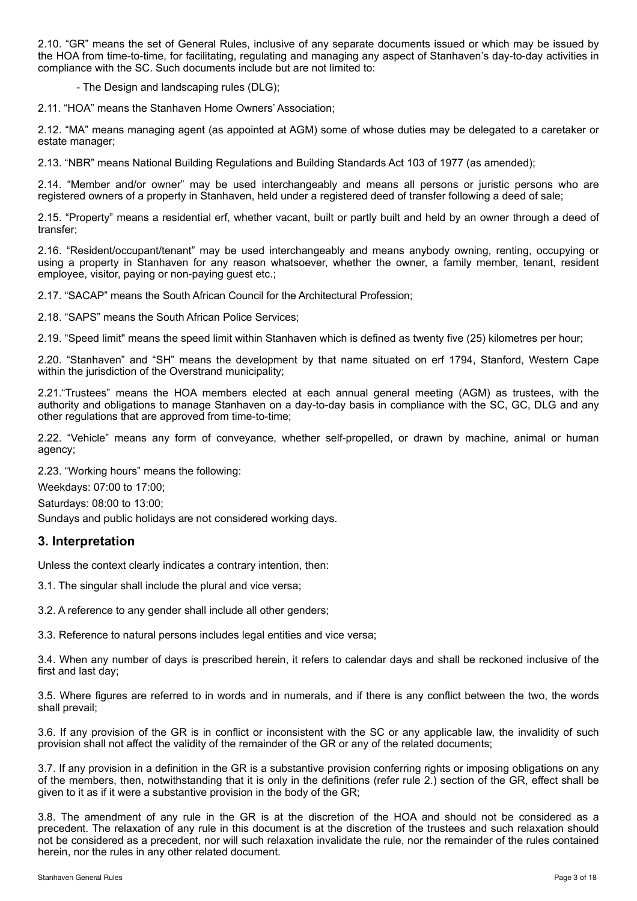2.10. “GR” means the set of General Rules, inclusive of any separate documents issued or which may be issued by the HOA from time-to-time, for facilitating, regulating and managing any aspect of Stanhaven’s day-to-day activities in compliance with the SC. Such documents include but are not limited to:

- The Design and landscaping rules (DLG);

2.11. “HOA” means the Stanhaven Home Owners’ Association;

2.12. “MA” means managing agent (as appointed at AGM) some of whose duties may be delegated to a caretaker or estate manager;

2.13. “NBR” means National Building Regulations and Building Standards Act 103 of 1977 (as amended);

2.14. “Member and/or owner” may be used interchangeably and means all persons or juristic persons who are registered owners of a property in Stanhaven, held under a registered deed of transfer following a deed of sale;

2.15. “Property” means a residential erf, whether vacant, built or partly built and held by an owner through a deed of transfer;

2.16. “Resident/occupant/tenant” may be used interchangeably and means anybody owning, renting, occupying or using a property in Stanhaven for any reason whatsoever, whether the owner, a family member, tenant, resident employee, visitor, paying or non-paying guest etc.;

2.17. “SACAP” means the South African Council for the Architectural Profession;

2.18. “SAPS” means the South African Police Services;

2.19. “Speed limit" means the speed limit within Stanhaven which is defined as twenty five (25) kilometres per hour;

2.20. “Stanhaven” and “SH” means the development by that name situated on erf 1794, Stanford, Western Cape within the jurisdiction of the Overstrand municipality;

2.21.“Trustees” means the HOA members elected at each annual general meeting (AGM) as trustees, with the authority and obligations to manage Stanhaven on a day-to-day basis in compliance with the SC, GC, DLG and any other regulations that are approved from time-to-time;

2.22. “Vehicle” means any form of conveyance, whether self-propelled, or drawn by machine, animal or human agency;

2.23. “Working hours” means the following:

Weekdays: 07:00 to 17:00;

Saturdays: 08:00 to 13:00;

Sundays and public holidays are not considered working days.

## 3. Interpretation

Unless the context clearly indicates a contrary intention, then:

3.1. The singular shall include the plural and vice versa;

3.2. A reference to any gender shall include all other genders;

3.3. Reference to natural persons includes legal entities and vice versa;

3.4. When any number of days is prescribed herein, it refers to calendar days and shall be reckoned inclusive of the first and last day;

3.5. Where figures are referred to in words and in numerals, and if there is any conflict between the two, the words shall prevail;

3.6. If any provision of the GR is in conflict or inconsistent with the SC or any applicable law, the invalidity of such provision shall not affect the validity of the remainder of the GR or any of the related documents;

3.7. If any provision in a definition in the GR is a substantive provision conferring rights or imposing obligations on any of the members, then, notwithstanding that it is only in the definitions (refer rule 2.) section of the GR, effect shall be given to it as if it were a substantive provision in the body of the GR;

3.8. The amendment of any rule in the GR is at the discretion of the HOA and should not be considered as a precedent. The relaxation of any rule in this document is at the discretion of the trustees and such relaxation should not be considered as a precedent, nor will such relaxation invalidate the rule, nor the remainder of the rules contained herein, nor the rules in any other related document.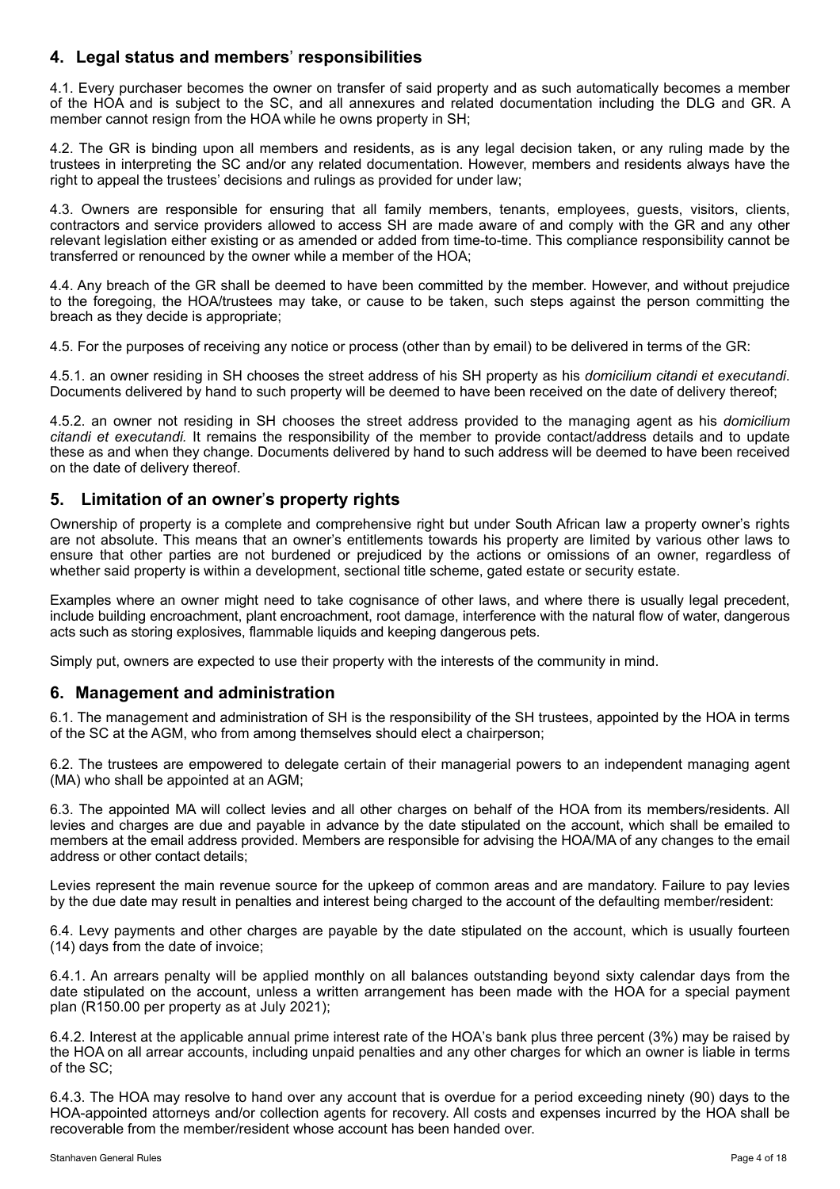## 4. Legal status and members' responsibilities

4.1. Every purchaser becomes the owner on transfer of said property and as such automatically becomes a member of the HOA and is subject to the SC, and all annexures and related documentation including the DLG and GR. A member cannot resign from the HOA while he owns property in SH;

4.2. The GR is binding upon all members and residents, as is any legal decision taken, or any ruling made by the trustees in interpreting the SC and/or any related documentation. However, members and residents always have the right to appeal the trustees' decisions and rulings as provided for under law;

4.3. Owners are responsible for ensuring that all family members, tenants, employees, guests, visitors, clients, contractors and service providers allowed to access SH are made aware of and comply with the GR and any other relevant legislation either existing or as amended or added from time-to-time. This compliance responsibility cannot be transferred or renounced by the owner while a member of the HOA;

4.4. Any breach of the GR shall be deemed to have been committed by the member. However, and without prejudice to the foregoing, the HOA/trustees may take, or cause to be taken, such steps against the person committing the breach as they decide is appropriate;

4.5. For the purposes of receiving any notice or process (other than by email) to be delivered in terms of the GR:

4.5.1. an owner residing in SH chooses the street address of his SH property as his *domicilium citandi et executandi*. Documents delivered by hand to such property will be deemed to have been received on the date of delivery thereof;

4.5.2. an owner not residing in SH chooses the street address provided to the managing agent as his *domicilium citandi et executandi.* It remains the responsibility of the member to provide contact/address details and to update these as and when they change. Documents delivered by hand to such address will be deemed to have been received on the date of delivery thereof.

## 5. Limitation of an owner's property rights

Ownership of property is a complete and comprehensive right but under South African law a property owner's rights are not absolute. This means that an owner's entitlements towards his property are limited by various other laws to ensure that other parties are not burdened or prejudiced by the actions or omissions of an owner, regardless of whether said property is within a development, sectional title scheme, gated estate or security estate.

Examples where an owner might need to take cognisance of other laws, and where there is usually legal precedent, include building encroachment, plant encroachment, root damage, interference with the natural flow of water, dangerous acts such as storing explosives, flammable liquids and keeping dangerous pets.

Simply put, owners are expected to use their property with the interests of the community in mind.

## 6. Management and administration

6.1. The management and administration of SH is the responsibility of the SH trustees, appointed by the HOA in terms of the SC at the AGM, who from among themselves should elect a chairperson;

6.2. The trustees are empowered to delegate certain of their managerial powers to an independent managing agent (MA) who shall be appointed at an AGM;

6.3. The appointed MA will collect levies and all other charges on behalf of the HOA from its members/residents. All levies and charges are due and payable in advance by the date stipulated on the account, which shall be emailed to members at the email address provided. Members are responsible for advising the HOA/MA of any changes to the email address or other contact details;

Levies represent the main revenue source for the upkeep of common areas and are mandatory. Failure to pay levies by the due date may result in penalties and interest being charged to the account of the defaulting member/resident:

6.4. Levy payments and other charges are payable by the date stipulated on the account, which is usually fourteen (14) days from the date of invoice;

6.4.1. An arrears penalty will be applied monthly on all balances outstanding beyond sixty calendar days from the date stipulated on the account, unless a written arrangement has been made with the HOA for a special payment plan (R150.00 per property as at July 2021);

6.4.2. Interest at the applicable annual prime interest rate of the HOA's bank plus three percent (3%) may be raised by the HOA on all arrear accounts, including unpaid penalties and any other charges for which an owner is liable in terms of the SC;

6.4.3. The HOA may resolve to hand over any account that is overdue for a period exceeding ninety (90) days to the HOA-appointed attorneys and/or collection agents for recovery. All costs and expenses incurred by the HOA shall be recoverable from the member/resident whose account has been handed over.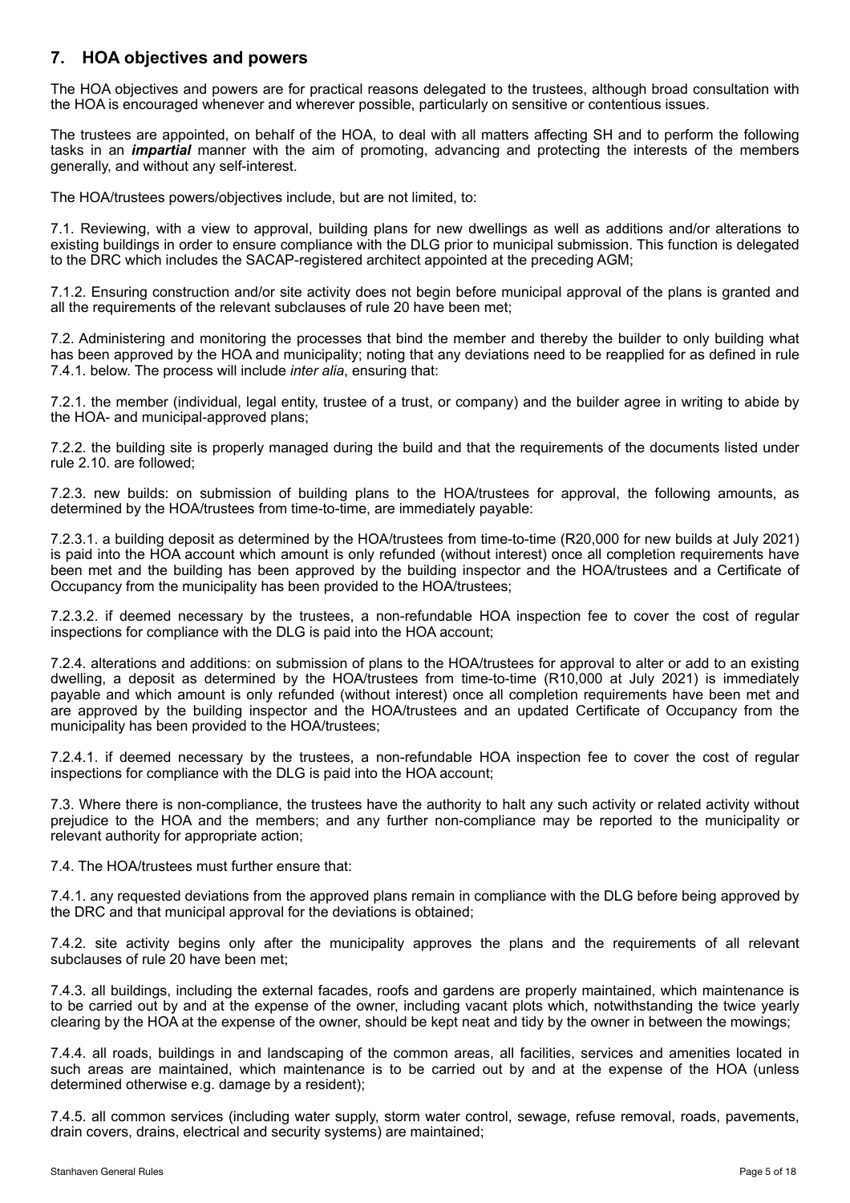## 7. HOA objectives and powers

The HOA objectives and powers are for practical reasons delegated to the trustees, although broad consultation with the HOA is encouraged whenever and wherever possible, particularly on sensitive or contentious issues.

The trustees are appointed, on behalf of the HOA, to deal with all matters affecting SH and to perform the following tasks in an ***impartial*** manner with the aim of promoting, advancing and protecting the interests of the members generally, and without any self-interest.

The HOA/trustees powers/objectives include, but are not limited, to:

7.1. Reviewing, with a view to approval, building plans for new dwellings as well as additions and/or alterations to existing buildings in order to ensure compliance with the DLG prior to municipal submission. This function is delegated to the DRC which includes the SACAP-registered architect appointed at the preceding AGM;

7.1.2. Ensuring construction and/or site activity does not begin before municipal approval of the plans is granted and all the requirements of the relevant subclauses of rule 20 have been met;

7.2. Administering and monitoring the processes that bind the member and thereby the builder to only building what has been approved by the HOA and municipality; noting that any deviations need to be reapplied for as defined in rule 7.4.1. below. The process will include *inter alia*, ensuring that:

7.2.1. the member (individual, legal entity, trustee of a trust, or company) and the builder agree in writing to abide by the HOA- and municipal-approved plans;

7.2.2. the building site is properly managed during the build and that the requirements of the documents listed under rule 2.10. are followed;

7.2.3. new builds: on submission of building plans to the HOA/trustees for approval, the following amounts, as determined by the HOA/trustees from time-to-time, are immediately payable:

7.2.3.1. a building deposit as determined by the HOA/trustees from time-to-time (R20,000 for new builds at July 2021) is paid into the HOA account which amount is only refunded (without interest) once all completion requirements have been met and the building has been approved by the building inspector and the HOA/trustees and a Certificate of Occupancy from the municipality has been provided to the HOA/trustees;

7.2.3.2. if deemed necessary by the trustees, a non-refundable HOA inspection fee to cover the cost of regular inspections for compliance with the DLG is paid into the HOA account;

7.2.4. alterations and additions: on submission of plans to the HOA/trustees for approval to alter or add to an existing dwelling, a deposit as determined by the HOA/trustees from time-to-time (R10,000 at July 2021) is immediately payable and which amount is only refunded (without interest) once all completion requirements have been met and are approved by the building inspector and the HOA/trustees and an updated Certificate of Occupancy from the municipality has been provided to the HOA/trustees;

7.2.4.1. if deemed necessary by the trustees, a non-refundable HOA inspection fee to cover the cost of regular inspections for compliance with the DLG is paid into the HOA account;

7.3. Where there is non-compliance, the trustees have the authority to halt any such activity or related activity without prejudice to the HOA and the members; and any further non-compliance may be reported to the municipality or relevant authority for appropriate action;

7.4. The HOA/trustees must further ensure that:

7.4.1. any requested deviations from the approved plans remain in compliance with the DLG before being approved by the DRC and that municipal approval for the deviations is obtained;

7.4.2. site activity begins only after the municipality approves the plans and the requirements of all relevant subclauses of rule 20 have been met;

7.4.3. all buildings, including the external facades, roofs and gardens are properly maintained, which maintenance is to be carried out by and at the expense of the owner, including vacant plots which, notwithstanding the twice yearly clearing by the HOA at the expense of the owner, should be kept neat and tidy by the owner in between the mowings;

7.4.4. all roads, buildings in and landscaping of the common areas, all facilities, services and amenities located in such areas are maintained, which maintenance is to be carried out by and at the expense of the HOA (unless determined otherwise e.g. damage by a resident);

7.4.5. all common services (including water supply, storm water control, sewage, refuse removal, roads, pavements, drain covers, drains, electrical and security systems) are maintained;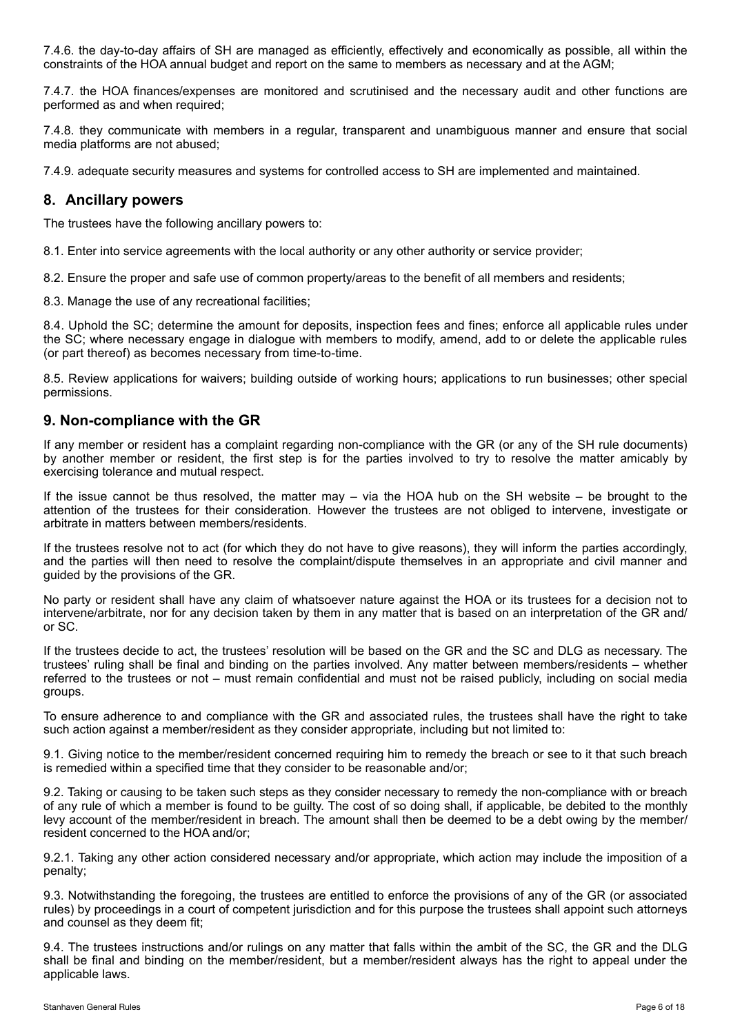7.4.6. the day-to-day affairs of SH are managed as efficiently, effectively and economically as possible, all within the constraints of the HOA annual budget and report on the same to members as necessary and at the AGM;

7.4.7. the HOA finances/expenses are monitored and scrutinised and the necessary audit and other functions are performed as and when required;

7.4.8. they communicate with members in a regular, transparent and unambiguous manner and ensure that social media platforms are not abused;

7.4.9. adequate security measures and systems for controlled access to SH are implemented and maintained.

## 8. Ancillary powers

The trustees have the following ancillary powers to:

8.1. Enter into service agreements with the local authority or any other authority or service provider;

8.2. Ensure the proper and safe use of common property/areas to the benefit of all members and residents;

8.3. Manage the use of any recreational facilities;

8.4. Uphold the SC; determine the amount for deposits, inspection fees and fines; enforce all applicable rules under the SC; where necessary engage in dialogue with members to modify, amend, add to or delete the applicable rules (or part thereof) as becomes necessary from time-to-time.

8.5. Review applications for waivers; building outside of working hours; applications to run businesses; other special permissions.

## 9. Non-compliance with the GR

If any member or resident has a complaint regarding non-compliance with the GR (or any of the SH rule documents) by another member or resident, the first step is for the parties involved to try to resolve the matter amicably by exercising tolerance and mutual respect.

If the issue cannot be thus resolved, the matter may – via the HOA hub on the SH website – be brought to the attention of the trustees for their consideration. However the trustees are not obliged to intervene, investigate or arbitrate in matters between members/residents.

If the trustees resolve not to act (for which they do not have to give reasons), they will inform the parties accordingly, and the parties will then need to resolve the complaint/dispute themselves in an appropriate and civil manner and guided by the provisions of the GR.

No party or resident shall have any claim of whatsoever nature against the HOA or its trustees for a decision not to intervene/arbitrate, nor for any decision taken by them in any matter that is based on an interpretation of the GR and/or SC.

If the trustees decide to act, the trustees' resolution will be based on the GR and the SC and DLG as necessary. The trustees' ruling shall be final and binding on the parties involved. Any matter between members/residents – whether referred to the trustees or not – must remain confidential and must not be raised publicly, including on social media groups.

To ensure adherence to and compliance with the GR and associated rules, the trustees shall have the right to take such action against a member/resident as they consider appropriate, including but not limited to:

9.1. Giving notice to the member/resident concerned requiring him to remedy the breach or see to it that such breach is remedied within a specified time that they consider to be reasonable and/or;

9.2. Taking or causing to be taken such steps as they consider necessary to remedy the non-compliance with or breach of any rule of which a member is found to be guilty. The cost of so doing shall, if applicable, be debited to the monthly levy account of the member/resident in breach. The amount shall then be deemed to be a debt owing by the member/resident concerned to the HOA and/or;

9.2.1. Taking any other action considered necessary and/or appropriate, which action may include the imposition of a penalty;

9.3. Notwithstanding the foregoing, the trustees are entitled to enforce the provisions of any of the GR (or associated rules) by proceedings in a court of competent jurisdiction and for this purpose the trustees shall appoint such attorneys and counsel as they deem fit;

9.4. The trustees instructions and/or rulings on any matter that falls within the ambit of the SC, the GR and the DLG shall be final and binding on the member/resident, but a member/resident always has the right to appeal under the applicable laws.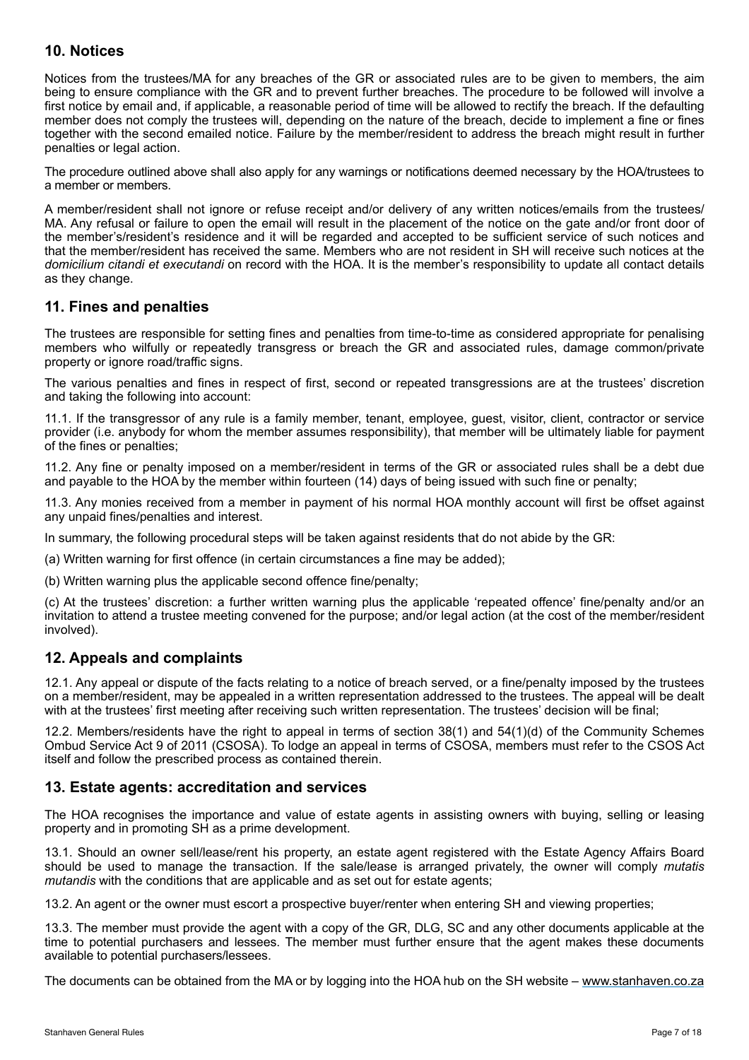## 10. Notices

Notices from the trustees/MA for any breaches of the GR or associated rules are to be given to members, the aim being to ensure compliance with the GR and to prevent further breaches. The procedure to be followed will involve a first notice by email and, if applicable, a reasonable period of time will be allowed to rectify the breach. If the defaulting member does not comply the trustees will, depending on the nature of the breach, decide to implement a fine or fines together with the second emailed notice. Failure by the member/resident to address the breach might result in further penalties or legal action.

The procedure outlined above shall also apply for any warnings or notifications deemed necessary by the HOA/trustees to a member or members.

A member/resident shall not ignore or refuse receipt and/or delivery of any written notices/emails from the trustees/ MA. Any refusal or failure to open the email will result in the placement of the notice on the gate and/or front door of the member's/resident's residence and it will be regarded and accepted to be sufficient service of such notices and that the member/resident has received the same. Members who are not resident in SH will receive such notices at the *domicilium citandi et executandi* on record with the HOA. It is the member's responsibility to update all contact details as they change.

## 11. Fines and penalties

The trustees are responsible for setting fines and penalties from time-to-time as considered appropriate for penalising members who wilfully or repeatedly transgress or breach the GR and associated rules, damage common/private property or ignore road/traffic signs.

The various penalties and fines in respect of first, second or repeated transgressions are at the trustees' discretion and taking the following into account:

11.1. If the transgressor of any rule is a family member, tenant, employee, guest, visitor, client, contractor or service provider (i.e. anybody for whom the member assumes responsibility), that member will be ultimately liable for payment of the fines or penalties;

11.2. Any fine or penalty imposed on a member/resident in terms of the GR or associated rules shall be a debt due and payable to the HOA by the member within fourteen (14) days of being issued with such fine or penalty;

11.3. Any monies received from a member in payment of his normal HOA monthly account will first be offset against any unpaid fines/penalties and interest.

In summary, the following procedural steps will be taken against residents that do not abide by the GR:

(a) Written warning for first offence (in certain circumstances a fine may be added);

(b) Written warning plus the applicable second offence fine/penalty;

(c) At the trustees' discretion: a further written warning plus the applicable 'repeated offence' fine/penalty and/or an invitation to attend a trustee meeting convened for the purpose; and/or legal action (at the cost of the member/resident involved).

## 12. Appeals and complaints

12.1. Any appeal or dispute of the facts relating to a notice of breach served, or a fine/penalty imposed by the trustees on a member/resident, may be appealed in a written representation addressed to the trustees. The appeal will be dealt with at the trustees' first meeting after receiving such written representation. The trustees' decision will be final;

12.2. Members/residents have the right to appeal in terms of section 38(1) and 54(1)(d) of the Community Schemes Ombud Service Act 9 of 2011 (CSOSA). To lodge an appeal in terms of CSOSA, members must refer to the CSOS Act itself and follow the prescribed process as contained therein.

## 13. Estate agents: accreditation and services

The HOA recognises the importance and value of estate agents in assisting owners with buying, selling or leasing property and in promoting SH as a prime development.

13.1. Should an owner sell/lease/rent his property, an estate agent registered with the Estate Agency Affairs Board should be used to manage the transaction. If the sale/lease is arranged privately, the owner will comply *mutatis mutandis* with the conditions that are applicable and as set out for estate agents;

13.2. An agent or the owner must escort a prospective buyer/renter when entering SH and viewing properties;

13.3. The member must provide the agent with a copy of the GR, DLG, SC and any other documents applicable at the time to potential purchasers and lessees. The member must further ensure that the agent makes these documents available to potential purchasers/lessees.

The documents can be obtained from the MA or by logging into the HOA hub on the SH website – [www.stanhaven.co.za](http://www.stanhaven.co.za)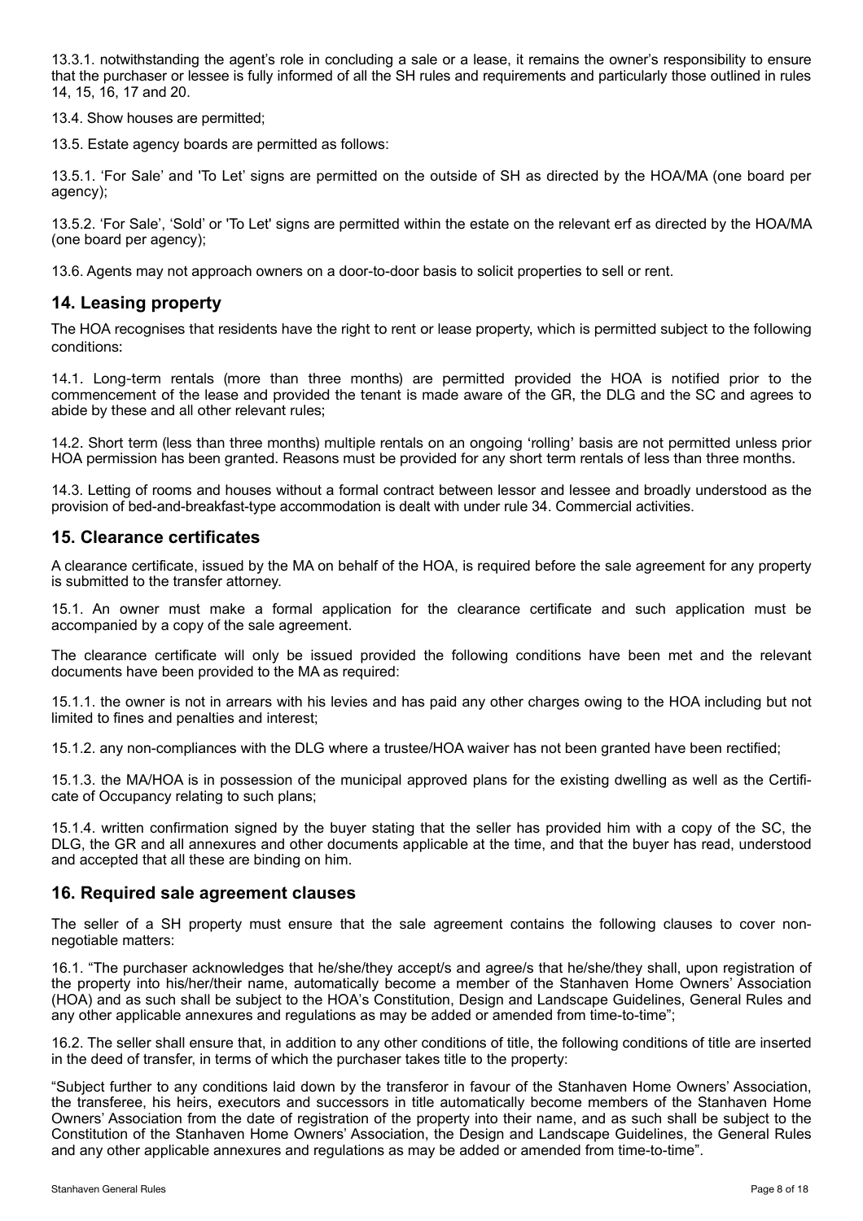13.3.1. notwithstanding the agent's role in concluding a sale or a lease, it remains the owner's responsibility to ensure that the purchaser or lessee is fully informed of all the SH rules and requirements and particularly those outlined in rules 14, 15, 16, 17 and 20.

13.4. Show houses are permitted;

13.5. Estate agency boards are permitted as follows:

13.5.1. 'For Sale' and 'To Let' signs are permitted on the outside of SH as directed by the HOA/MA (one board per agency);

13.5.2. 'For Sale', 'Sold' or 'To Let' signs are permitted within the estate on the relevant erf as directed by the HOA/MA (one board per agency);

13.6. Agents may not approach owners on a door-to-door basis to solicit properties to sell or rent.

## 14. Leasing property

The HOA recognises that residents have the right to rent or lease property, which is permitted subject to the following conditions:

14.1. Long-term rentals (more than three months) are permitted provided the HOA is notified prior to the commencement of the lease and provided the tenant is made aware of the GR, the DLG and the SC and agrees to abide by these and all other relevant rules;

14.2. Short term (less than three months) multiple rentals on an ongoing 'rolling' basis are not permitted unless prior HOA permission has been granted. Reasons must be provided for any short term rentals of less than three months.

14.3. Letting of rooms and houses without a formal contract between lessor and lessee and broadly understood as the provision of bed-and-breakfast-type accommodation is dealt with under rule 34. Commercial activities.

## 15. Clearance certificates

A clearance certificate, issued by the MA on behalf of the HOA, is required before the sale agreement for any property is submitted to the transfer attorney.

15.1. An owner must make a formal application for the clearance certificate and such application must be accompanied by a copy of the sale agreement.

The clearance certificate will only be issued provided the following conditions have been met and the relevant documents have been provided to the MA as required:

15.1.1. the owner is not in arrears with his levies and has paid any other charges owing to the HOA including but not limited to fines and penalties and interest;

15.1.2. any non-compliances with the DLG where a trustee/HOA waiver has not been granted have been rectified;

15.1.3. the MA/HOA is in possession of the municipal approved plans for the existing dwelling as well as the Certificate of Occupancy relating to such plans;

15.1.4. written confirmation signed by the buyer stating that the seller has provided him with a copy of the SC, the DLG, the GR and all annexures and other documents applicable at the time, and that the buyer has read, understood and accepted that all these are binding on him.

## 16. Required sale agreement clauses

The seller of a SH property must ensure that the sale agreement contains the following clauses to cover non-negotiable matters:

16.1. "The purchaser acknowledges that he/she/they accept/s and agree/s that he/she/they shall, upon registration of the property into his/her/their name, automatically become a member of the Stanhaven Home Owners' Association (HOA) and as such shall be subject to the HOA's Constitution, Design and Landscape Guidelines, General Rules and any other applicable annexures and regulations as may be added or amended from time-to-time";

16.2. The seller shall ensure that, in addition to any other conditions of title, the following conditions of title are inserted in the deed of transfer, in terms of which the purchaser takes title to the property:

"Subject further to any conditions laid down by the transferor in favour of the Stanhaven Home Owners' Association, the transferee, his heirs, executors and successors in title automatically become members of the Stanhaven Home Owners' Association from the date of registration of the property into their name, and as such shall be subject to the Constitution of the Stanhaven Home Owners' Association, the Design and Landscape Guidelines, the General Rules and any other applicable annexures and regulations as may be added or amended from time-to-time".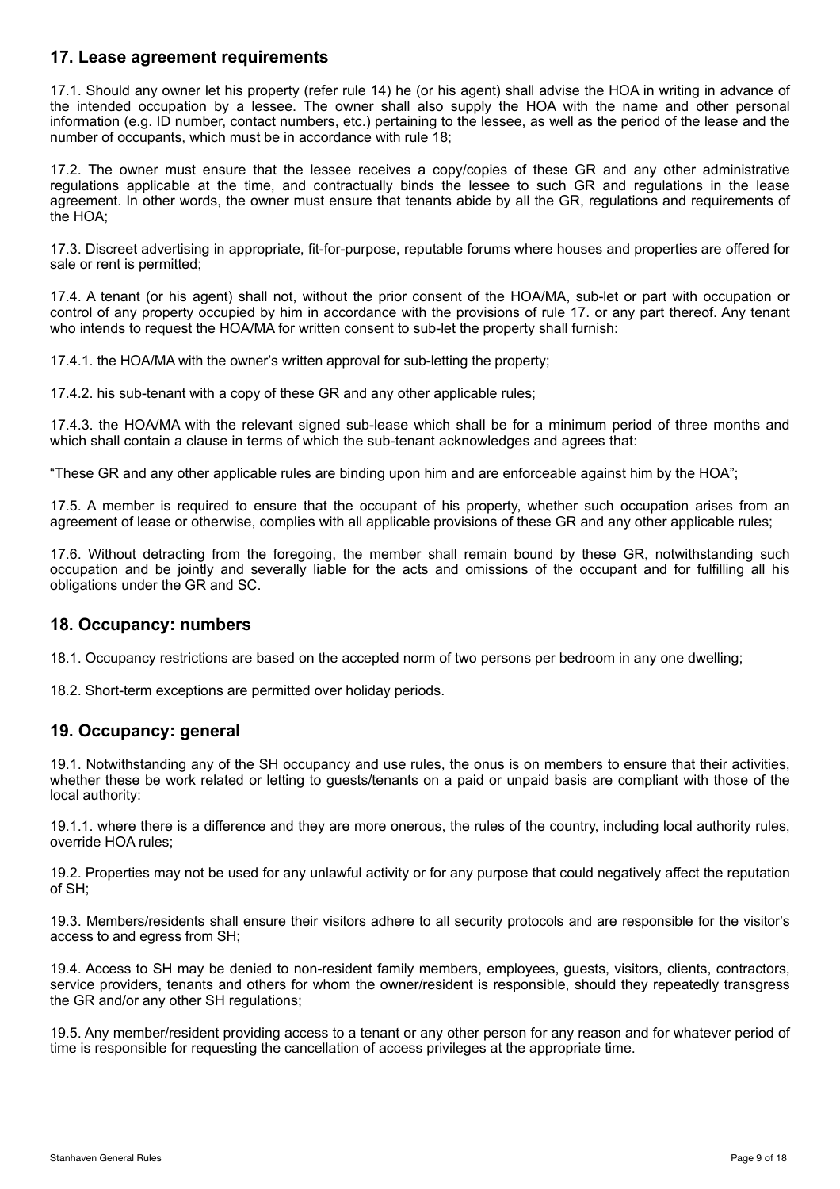## 17. Lease agreement requirements

17.1. Should any owner let his property (refer rule 14) he (or his agent) shall advise the HOA in writing in advance of the intended occupation by a lessee. The owner shall also supply the HOA with the name and other personal information (e.g. ID number, contact numbers, etc.) pertaining to the lessee, as well as the period of the lease and the number of occupants, which must be in accordance with rule 18;

17.2. The owner must ensure that the lessee receives a copy/copies of these GR and any other administrative regulations applicable at the time, and contractually binds the lessee to such GR and regulations in the lease agreement. In other words, the owner must ensure that tenants abide by all the GR, regulations and requirements of the HOA;

17.3. Discreet advertising in appropriate, fit-for-purpose, reputable forums where houses and properties are offered for sale or rent is permitted;

17.4. A tenant (or his agent) shall not, without the prior consent of the HOA/MA, sub-let or part with occupation or control of any property occupied by him in accordance with the provisions of rule 17. or any part thereof. Any tenant who intends to request the HOA/MA for written consent to sub-let the property shall furnish:

17.4.1. the HOA/MA with the owner's written approval for sub-letting the property;

17.4.2. his sub-tenant with a copy of these GR and any other applicable rules;

17.4.3. the HOA/MA with the relevant signed sub-lease which shall be for a minimum period of three months and which shall contain a clause in terms of which the sub-tenant acknowledges and agrees that:

"These GR and any other applicable rules are binding upon him and are enforceable against him by the HOA";

17.5. A member is required to ensure that the occupant of his property, whether such occupation arises from an agreement of lease or otherwise, complies with all applicable provisions of these GR and any other applicable rules;

17.6. Without detracting from the foregoing, the member shall remain bound by these GR, notwithstanding such occupation and be jointly and severally liable for the acts and omissions of the occupant and for fulfilling all his obligations under the GR and SC.

## 18. Occupancy: numbers

18.1. Occupancy restrictions are based on the accepted norm of two persons per bedroom in any one dwelling;

18.2. Short-term exceptions are permitted over holiday periods.

## 19. Occupancy: general

19.1. Notwithstanding any of the SH occupancy and use rules, the onus is on members to ensure that their activities, whether these be work related or letting to guests/tenants on a paid or unpaid basis are compliant with those of the local authority:

19.1.1. where there is a difference and they are more onerous, the rules of the country, including local authority rules, override HOA rules;

19.2. Properties may not be used for any unlawful activity or for any purpose that could negatively affect the reputation of SH;

19.3. Members/residents shall ensure their visitors adhere to all security protocols and are responsible for the visitor's access to and egress from SH;

19.4. Access to SH may be denied to non-resident family members, employees, guests, visitors, clients, contractors, service providers, tenants and others for whom the owner/resident is responsible, should they repeatedly transgress the GR and/or any other SH regulations;

19.5. Any member/resident providing access to a tenant or any other person for any reason and for whatever period of time is responsible for requesting the cancellation of access privileges at the appropriate time.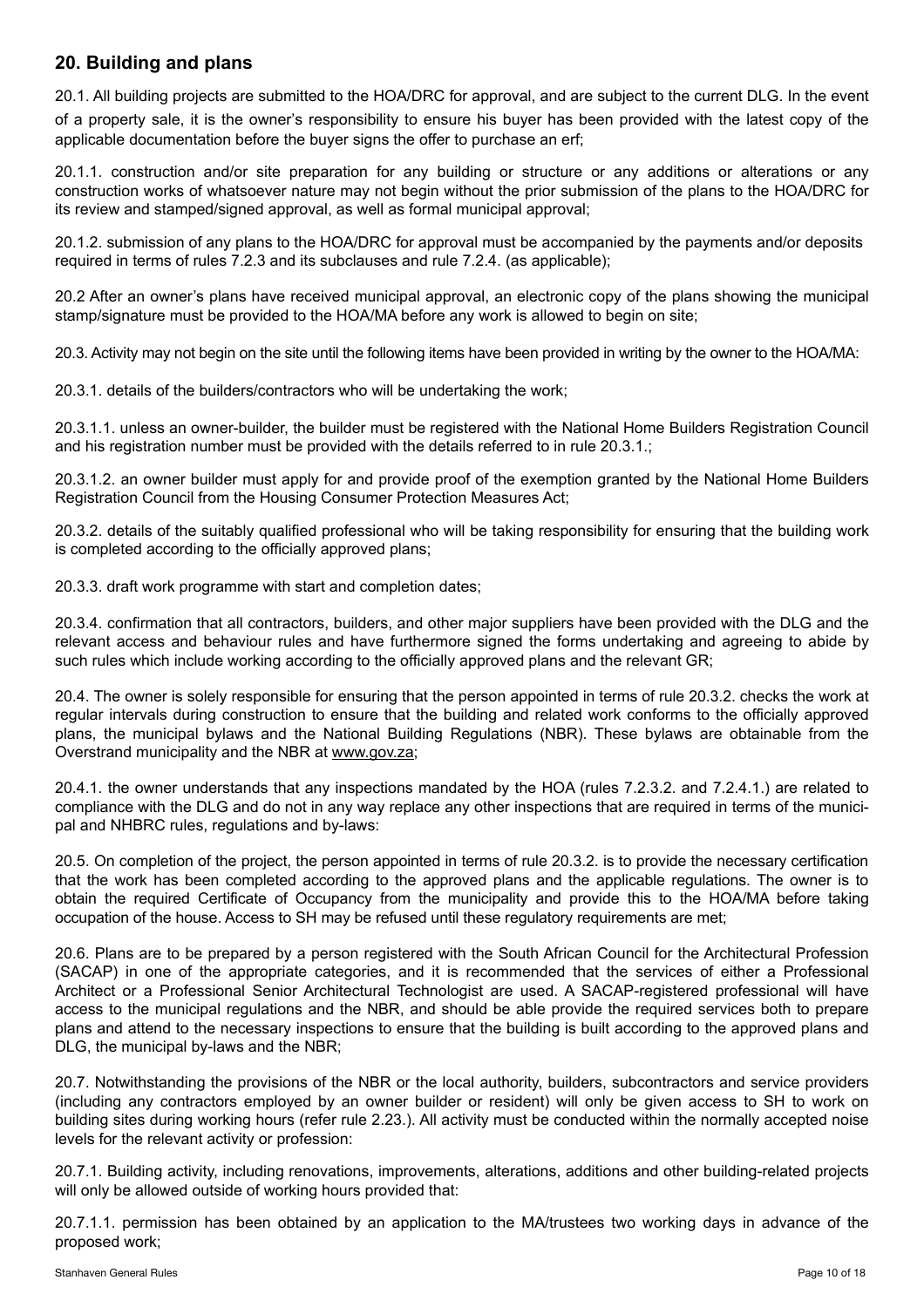## 20. Building and plans

20.1. All building projects are submitted to the HOA/DRC for approval, and are subject to the current DLG. In the event of a property sale, it is the owner's responsibility to ensure his buyer has been provided with the latest copy of the applicable documentation before the buyer signs the offer to purchase an erf;

20.1.1. construction and/or site preparation for any building or structure or any additions or alterations or any construction works of whatsoever nature may not begin without the prior submission of the plans to the HOA/DRC for its review and stamped/signed approval, as well as formal municipal approval;

20.1.2. submission of any plans to the HOA/DRC for approval must be accompanied by the payments and/or deposits required in terms of rules 7.2.3 and its subclauses and rule 7.2.4. (as applicable);

20.2 After an owner's plans have received municipal approval, an electronic copy of the plans showing the municipal stamp/signature must be provided to the HOA/MA before any work is allowed to begin on site;

20.3. Activity may not begin on the site until the following items have been provided in writing by the owner to the HOA/MA:

20.3.1. details of the builders/contractors who will be undertaking the work;

20.3.1.1. unless an owner-builder, the builder must be registered with the National Home Builders Registration Council and his registration number must be provided with the details referred to in rule 20.3.1.;

20.3.1.2. an owner builder must apply for and provide proof of the exemption granted by the National Home Builders Registration Council from the Housing Consumer Protection Measures Act;

20.3.2. details of the suitably qualified professional who will be taking responsibility for ensuring that the building work is completed according to the officially approved plans;

20.3.3. draft work programme with start and completion dates;

20.3.4. confirmation that all contractors, builders, and other major suppliers have been provided with the DLG and the relevant access and behaviour rules and have furthermore signed the forms undertaking and agreeing to abide by such rules which include working according to the officially approved plans and the relevant GR;

20.4. The owner is solely responsible for ensuring that the person appointed in terms of rule 20.3.2. checks the work at regular intervals during construction to ensure that the building and related work conforms to the officially approved plans, the municipal bylaws and the National Building Regulations (NBR). These bylaws are obtainable from the Overstrand municipality and the NBR at www.gov.za;

20.4.1. the owner understands that any inspections mandated by the HOA (rules 7.2.3.2. and 7.2.4.1.) are related to compliance with the DLG and do not in any way replace any other inspections that are required in terms of the municipal and NHBRC rules, regulations and by-laws:

20.5. On completion of the project, the person appointed in terms of rule 20.3.2. is to provide the necessary certification that the work has been completed according to the approved plans and the applicable regulations. The owner is to obtain the required Certificate of Occupancy from the municipality and provide this to the HOA/MA before taking occupation of the house. Access to SH may be refused until these regulatory requirements are met;

20.6. Plans are to be prepared by a person registered with the South African Council for the Architectural Profession (SACAP) in one of the appropriate categories, and it is recommended that the services of either a Professional Architect or a Professional Senior Architectural Technologist are used. A SACAP-registered professional will have access to the municipal regulations and the NBR, and should be able provide the required services both to prepare plans and attend to the necessary inspections to ensure that the building is built according to the approved plans and DLG, the municipal by-laws and the NBR;

20.7. Notwithstanding the provisions of the NBR or the local authority, builders, subcontractors and service providers (including any contractors employed by an owner builder or resident) will only be given access to SH to work on building sites during working hours (refer rule 2.23.). All activity must be conducted within the normally accepted noise levels for the relevant activity or profession:

20.7.1. Building activity, including renovations, improvements, alterations, additions and other building-related projects will only be allowed outside of working hours provided that:

20.7.1.1. permission has been obtained by an application to the MA/trustees two working days in advance of the proposed work;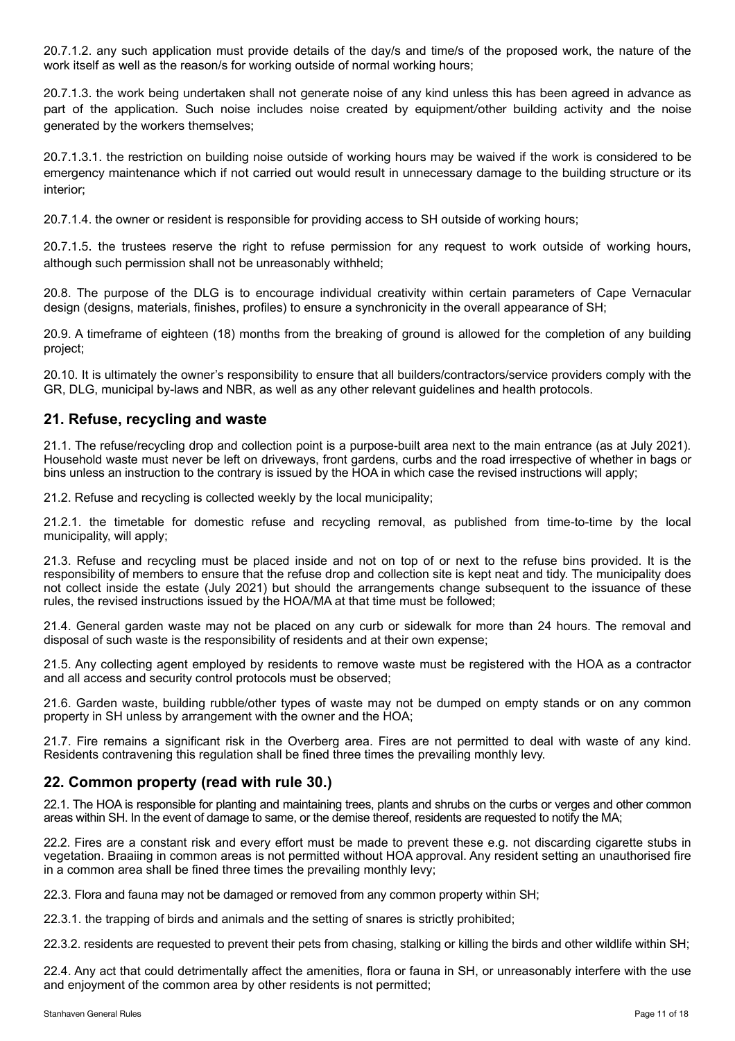20.7.1.2. any such application must provide details of the day/s and time/s of the proposed work, the nature of the work itself as well as the reason/s for working outside of normal working hours;

20.7.1.3. the work being undertaken shall not generate noise of any kind unless this has been agreed in advance as part of the application. Such noise includes noise created by equipment/other building activity and the noise generated by the workers themselves;

20.7.1.3.1. the restriction on building noise outside of working hours may be waived if the work is considered to be emergency maintenance which if not carried out would result in unnecessary damage to the building structure or its interior;

20.7.1.4. the owner or resident is responsible for providing access to SH outside of working hours;

20.7.1.5. the trustees reserve the right to refuse permission for any request to work outside of working hours, although such permission shall not be unreasonably withheld;

20.8. The purpose of the DLG is to encourage individual creativity within certain parameters of Cape Vernacular design (designs, materials, finishes, profiles) to ensure a synchronicity in the overall appearance of SH;

20.9. A timeframe of eighteen (18) months from the breaking of ground is allowed for the completion of any building project;

20.10. It is ultimately the owner's responsibility to ensure that all builders/contractors/service providers comply with the GR, DLG, municipal by-laws and NBR, as well as any other relevant guidelines and health protocols.

## 21. Refuse, recycling and waste

21.1. The refuse/recycling drop and collection point is a purpose-built area next to the main entrance (as at July 2021). Household waste must never be left on driveways, front gardens, curbs and the road irrespective of whether in bags or bins unless an instruction to the contrary is issued by the HOA in which case the revised instructions will apply;

21.2. Refuse and recycling is collected weekly by the local municipality;

21.2.1. the timetable for domestic refuse and recycling removal, as published from time-to-time by the local municipality, will apply;

21.3. Refuse and recycling must be placed inside and not on top of or next to the refuse bins provided. It is the responsibility of members to ensure that the refuse drop and collection site is kept neat and tidy. The municipality does not collect inside the estate (July 2021) but should the arrangements change subsequent to the issuance of these rules, the revised instructions issued by the HOA/MA at that time must be followed;

21.4. General garden waste may not be placed on any curb or sidewalk for more than 24 hours. The removal and disposal of such waste is the responsibility of residents and at their own expense;

21.5. Any collecting agent employed by residents to remove waste must be registered with the HOA as a contractor and all access and security control protocols must be observed;

21.6. Garden waste, building rubble/other types of waste may not be dumped on empty stands or on any common property in SH unless by arrangement with the owner and the HOA;

21.7. Fire remains a significant risk in the Overberg area. Fires are not permitted to deal with waste of any kind. Residents contravening this regulation shall be fined three times the prevailing monthly levy.

## 22. Common property (read with rule 30.)

22.1. The HOA is responsible for planting and maintaining trees, plants and shrubs on the curbs or verges and other common areas within SH. In the event of damage to same, or the demise thereof, residents are requested to notify the MA;

22.2. Fires are a constant risk and every effort must be made to prevent these e.g. not discarding cigarette stubs in vegetation. Braaiing in common areas is not permitted without HOA approval. Any resident setting an unauthorised fire in a common area shall be fined three times the prevailing monthly levy;

22.3. Flora and fauna may not be damaged or removed from any common property within SH;

22.3.1. the trapping of birds and animals and the setting of snares is strictly prohibited;

22.3.2. residents are requested to prevent their pets from chasing, stalking or killing the birds and other wildlife within SH;

22.4. Any act that could detrimentally affect the amenities, flora or fauna in SH, or unreasonably interfere with the use and enjoyment of the common area by other residents is not permitted;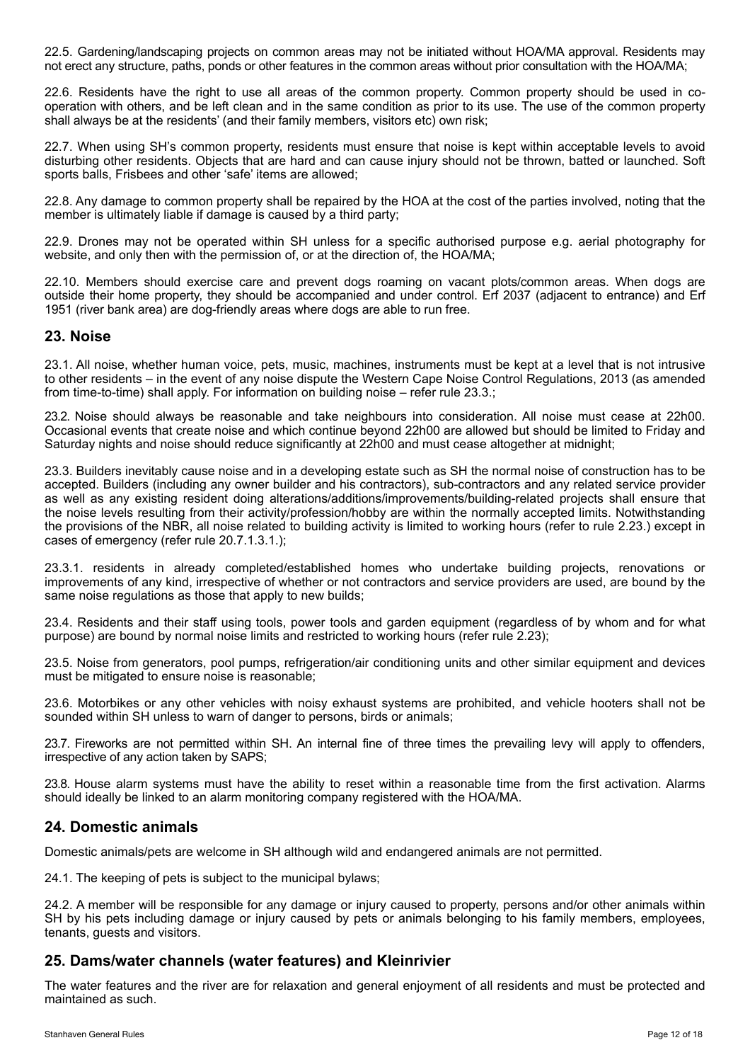22.5. Gardening/landscaping projects on common areas may not be initiated without HOA/MA approval. Residents may not erect any structure, paths, ponds or other features in the common areas without prior consultation with the HOA/MA;

22.6. Residents have the right to use all areas of the common property. Common property should be used in co-operation with others, and be left clean and in the same condition as prior to its use. The use of the common property shall always be at the residents' (and their family members, visitors etc) own risk;

22.7. When using SH's common property, residents must ensure that noise is kept within acceptable levels to avoid disturbing other residents. Objects that are hard and can cause injury should not be thrown, batted or launched. Soft sports balls, Frisbees and other 'safe' items are allowed;

22.8. Any damage to common property shall be repaired by the HOA at the cost of the parties involved, noting that the member is ultimately liable if damage is caused by a third party;

22.9. Drones may not be operated within SH unless for a specific authorised purpose e.g. aerial photography for website, and only then with the permission of, or at the direction of, the HOA/MA;

22.10. Members should exercise care and prevent dogs roaming on vacant plots/common areas. When dogs are outside their home property, they should be accompanied and under control. Erf 2037 (adjacent to entrance) and Erf 1951 (river bank area) are dog-friendly areas where dogs are able to run free.

## 23. Noise

23.1. All noise, whether human voice, pets, music, machines, instruments must be kept at a level that is not intrusive to other residents – in the event of any noise dispute the Western Cape Noise Control Regulations, 2013 (as amended from time-to-time) shall apply. For information on building noise – refer rule 23.3.;

23.2. Noise should always be reasonable and take neighbours into consideration. All noise must cease at 22h00. Occasional events that create noise and which continue beyond 22h00 are allowed but should be limited to Friday and Saturday nights and noise should reduce significantly at 22h00 and must cease altogether at midnight;

23.3. Builders inevitably cause noise and in a developing estate such as SH the normal noise of construction has to be accepted. Builders (including any owner builder and his contractors), sub-contractors and any related service provider as well as any existing resident doing alterations/additions/improvements/building-related projects shall ensure that the noise levels resulting from their activity/profession/hobby are within the normally accepted limits. Notwithstanding the provisions of the NBR, all noise related to building activity is limited to working hours (refer to rule 2.23.) except in cases of emergency (refer rule 20.7.1.3.1.);

23.3.1. residents in already completed/established homes who undertake building projects, renovations or improvements of any kind, irrespective of whether or not contractors and service providers are used, are bound by the same noise regulations as those that apply to new builds;

23.4. Residents and their staff using tools, power tools and garden equipment (regardless of by whom and for what purpose) are bound by normal noise limits and restricted to working hours (refer rule 2.23);

23.5. Noise from generators, pool pumps, refrigeration/air conditioning units and other similar equipment and devices must be mitigated to ensure noise is reasonable;

23.6. Motorbikes or any other vehicles with noisy exhaust systems are prohibited, and vehicle hooters shall not be sounded within SH unless to warn of danger to persons, birds or animals;

23.7. Fireworks are not permitted within SH. An internal fine of three times the prevailing levy will apply to offenders, irrespective of any action taken by SAPS;

23.8. House alarm systems must have the ability to reset within a reasonable time from the first activation. Alarms should ideally be linked to an alarm monitoring company registered with the HOA/MA.

## 24. Domestic animals

Domestic animals/pets are welcome in SH although wild and endangered animals are not permitted.

24.1. The keeping of pets is subject to the municipal bylaws;

24.2. A member will be responsible for any damage or injury caused to property, persons and/or other animals within SH by his pets including damage or injury caused by pets or animals belonging to his family members, employees, tenants, guests and visitors.

## 25. Dams/water channels (water features) and Kleinrivier

The water features and the river are for relaxation and general enjoyment of all residents and must be protected and maintained as such.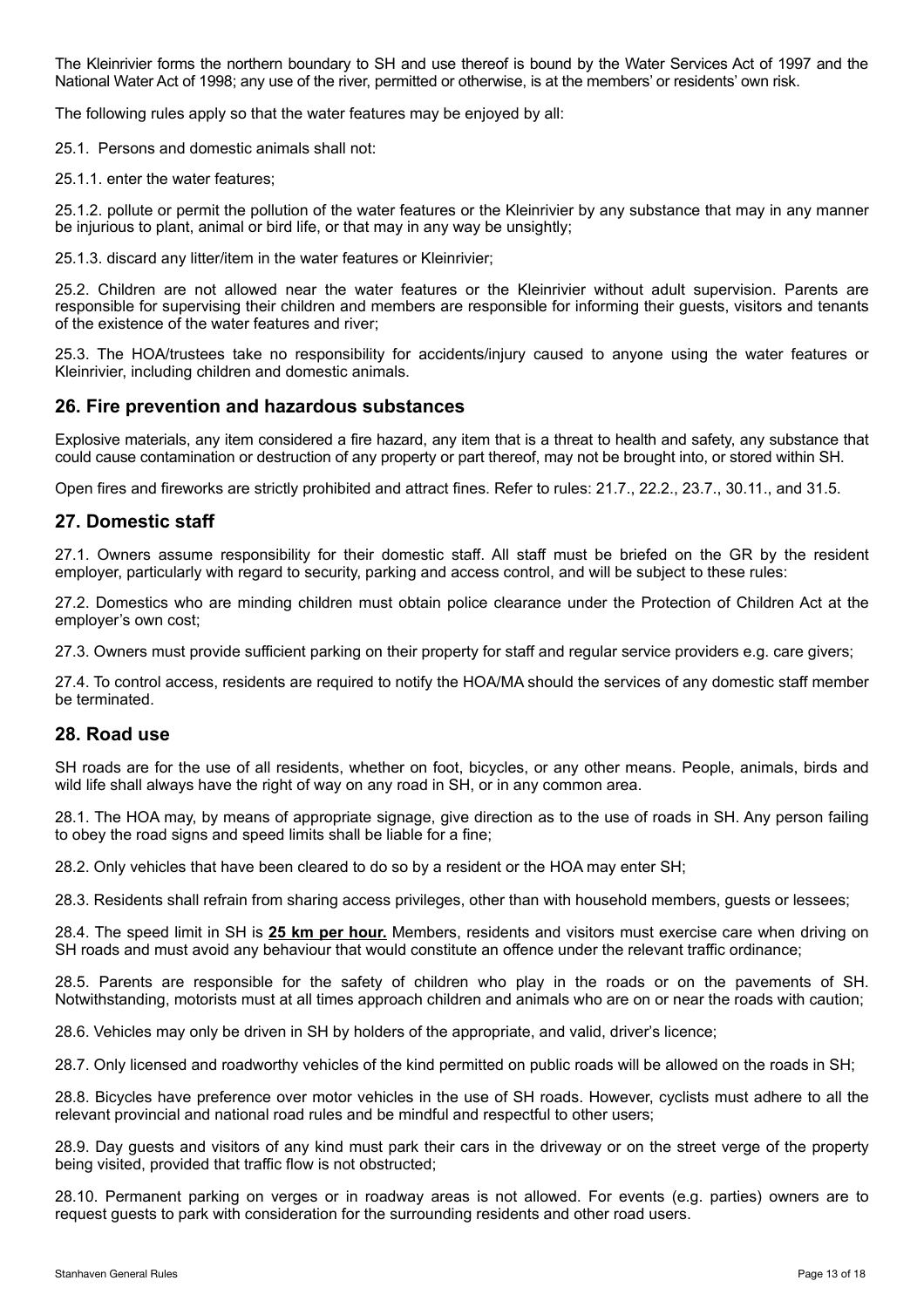The Kleinrivier forms the northern boundary to SH and use thereof is bound by the Water Services Act of 1997 and the National Water Act of 1998; any use of the river, permitted or otherwise, is at the members' or residents' own risk.

The following rules apply so that the water features may be enjoyed by all:

25.1. Persons and domestic animals shall not:

25.1.1. enter the water features;

25.1.2. pollute or permit the pollution of the water features or the Kleinrivier by any substance that may in any manner be injurious to plant, animal or bird life, or that may in any way be unsightly;

25.1.3. discard any litter/item in the water features or Kleinrivier;

25.2. Children are not allowed near the water features or the Kleinrivier without adult supervision. Parents are responsible for supervising their children and members are responsible for informing their guests, visitors and tenants of the existence of the water features and river;

25.3. The HOA/trustees take no responsibility for accidents/injury caused to anyone using the water features or Kleinrivier, including children and domestic animals.

## 26. Fire prevention and hazardous substances

Explosive materials, any item considered a fire hazard, any item that is a threat to health and safety, any substance that could cause contamination or destruction of any property or part thereof, may not be brought into, or stored within SH.

Open fires and fireworks are strictly prohibited and attract fines. Refer to rules: 21.7., 22.2., 23.7., 30.11., and 31.5.

## 27. Domestic staff

27.1. Owners assume responsibility for their domestic staff. All staff must be briefed on the GR by the resident employer, particularly with regard to security, parking and access control, and will be subject to these rules:

27.2. Domestics who are minding children must obtain police clearance under the Protection of Children Act at the employer's own cost;

27.3. Owners must provide sufficient parking on their property for staff and regular service providers e.g. care givers;

27.4. To control access, residents are required to notify the HOA/MA should the services of any domestic staff member be terminated.

## 28. Road use

SH roads are for the use of all residents, whether on foot, bicycles, or any other means. People, animals, birds and wild life shall always have the right of way on any road in SH, or in any common area.

28.1. The HOA may, by means of appropriate signage, give direction as to the use of roads in SH. Any person failing to obey the road signs and speed limits shall be liable for a fine;

28.2. Only vehicles that have been cleared to do so by a resident or the HOA may enter SH;

28.3. Residents shall refrain from sharing access privileges, other than with household members, guests or lessees;

28.4. The speed limit in SH is **25 km per hour.** Members, residents and visitors must exercise care when driving on SH roads and must avoid any behaviour that would constitute an offence under the relevant traffic ordinance;

28.5. Parents are responsible for the safety of children who play in the roads or on the pavements of SH. Notwithstanding, motorists must at all times approach children and animals who are on or near the roads with caution;

28.6. Vehicles may only be driven in SH by holders of the appropriate, and valid, driver's licence;

28.7. Only licensed and roadworthy vehicles of the kind permitted on public roads will be allowed on the roads in SH;

28.8. Bicycles have preference over motor vehicles in the use of SH roads. However, cyclists must adhere to all the relevant provincial and national road rules and be mindful and respectful to other users;

28.9. Day guests and visitors of any kind must park their cars in the driveway or on the street verge of the property being visited, provided that traffic flow is not obstructed;

28.10. Permanent parking on verges or in roadway areas is not allowed. For events (e.g. parties) owners are to request guests to park with consideration for the surrounding residents and other road users.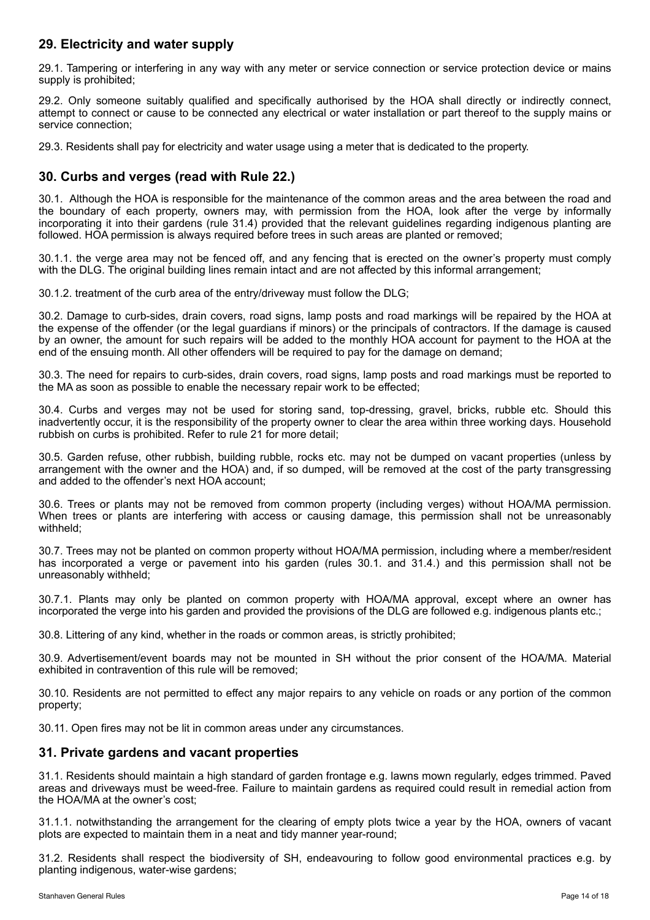## 29. Electricity and water supply

29.1. Tampering or interfering in any way with any meter or service connection or service protection device or mains supply is prohibited;

29.2. Only someone suitably qualified and specifically authorised by the HOA shall directly or indirectly connect, attempt to connect or cause to be connected any electrical or water installation or part thereof to the supply mains or service connection;

29.3. Residents shall pay for electricity and water usage using a meter that is dedicated to the property.

## 30. Curbs and verges (read with Rule 22.)

30.1. Although the HOA is responsible for the maintenance of the common areas and the area between the road and the boundary of each property, owners may, with permission from the HOA, look after the verge by informally incorporating it into their gardens (rule 31.4) provided that the relevant guidelines regarding indigenous planting are followed. HOA permission is always required before trees in such areas are planted or removed;

30.1.1. the verge area may not be fenced off, and any fencing that is erected on the owner's property must comply with the DLG. The original building lines remain intact and are not affected by this informal arrangement;

30.1.2. treatment of the curb area of the entry/driveway must follow the DLG;

30.2. Damage to curb-sides, drain covers, road signs, lamp posts and road markings will be repaired by the HOA at the expense of the offender (or the legal guardians if minors) or the principals of contractors. If the damage is caused by an owner, the amount for such repairs will be added to the monthly HOA account for payment to the HOA at the end of the ensuing month. All other offenders will be required to pay for the damage on demand;

30.3. The need for repairs to curb-sides, drain covers, road signs, lamp posts and road markings must be reported to the MA as soon as possible to enable the necessary repair work to be effected;

30.4. Curbs and verges may not be used for storing sand, top-dressing, gravel, bricks, rubble etc. Should this inadvertently occur, it is the responsibility of the property owner to clear the area within three working days. Household rubbish on curbs is prohibited. Refer to rule 21 for more detail;

30.5. Garden refuse, other rubbish, building rubble, rocks etc. may not be dumped on vacant properties (unless by arrangement with the owner and the HOA) and, if so dumped, will be removed at the cost of the party transgressing and added to the offender's next HOA account;

30.6. Trees or plants may not be removed from common property (including verges) without HOA/MA permission. When trees or plants are interfering with access or causing damage, this permission shall not be unreasonably withheld;

30.7. Trees may not be planted on common property without HOA/MA permission, including where a member/resident has incorporated a verge or pavement into his garden (rules 30.1. and 31.4.) and this permission shall not be unreasonably withheld;

30.7.1. Plants may only be planted on common property with HOA/MA approval, except where an owner has incorporated the verge into his garden and provided the provisions of the DLG are followed e.g. indigenous plants etc.;

30.8. Littering of any kind, whether in the roads or common areas, is strictly prohibited;

30.9. Advertisement/event boards may not be mounted in SH without the prior consent of the HOA/MA. Material exhibited in contravention of this rule will be removed;

30.10. Residents are not permitted to effect any major repairs to any vehicle on roads or any portion of the common property;

30.11. Open fires may not be lit in common areas under any circumstances.

## 31. Private gardens and vacant properties

31.1. Residents should maintain a high standard of garden frontage e.g. lawns mown regularly, edges trimmed. Paved areas and driveways must be weed-free. Failure to maintain gardens as required could result in remedial action from the HOA/MA at the owner's cost;

31.1.1. notwithstanding the arrangement for the clearing of empty plots twice a year by the HOA, owners of vacant plots are expected to maintain them in a neat and tidy manner year-round;

31.2. Residents shall respect the biodiversity of SH, endeavouring to follow good environmental practices e.g. by planting indigenous, water-wise gardens;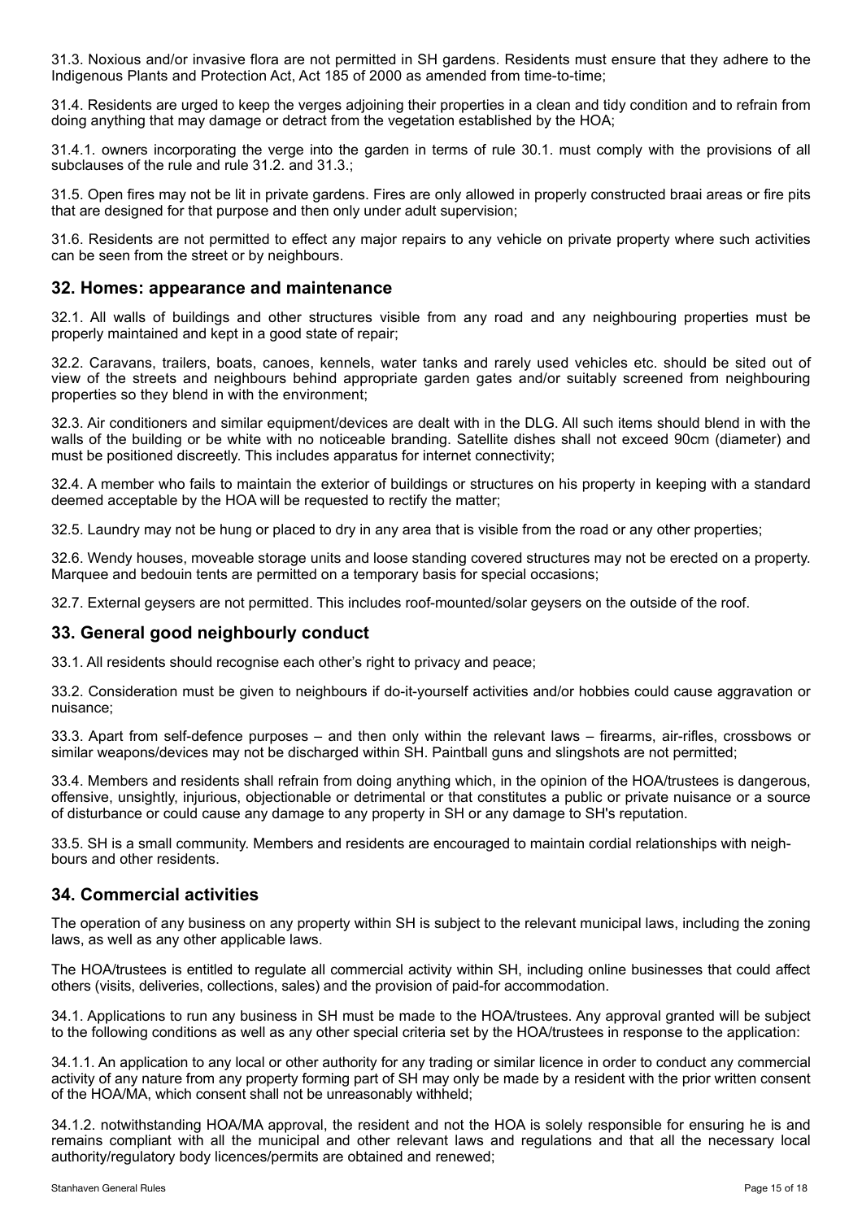31.3. Noxious and/or invasive flora are not permitted in SH gardens. Residents must ensure that they adhere to the Indigenous Plants and Protection Act, Act 185 of 2000 as amended from time-to-time;

31.4. Residents are urged to keep the verges adjoining their properties in a clean and tidy condition and to refrain from doing anything that may damage or detract from the vegetation established by the HOA;

31.4.1. owners incorporating the verge into the garden in terms of rule 30.1. must comply with the provisions of all subclauses of the rule and rule 31.2. and 31.3.;

31.5. Open fires may not be lit in private gardens. Fires are only allowed in properly constructed braai areas or fire pits that are designed for that purpose and then only under adult supervision;

31.6. Residents are not permitted to effect any major repairs to any vehicle on private property where such activities can be seen from the street or by neighbours.

## 32. Homes: appearance and maintenance

32.1. All walls of buildings and other structures visible from any road and any neighbouring properties must be properly maintained and kept in a good state of repair;

32.2. Caravans, trailers, boats, canoes, kennels, water tanks and rarely used vehicles etc. should be sited out of view of the streets and neighbours behind appropriate garden gates and/or suitably screened from neighbouring properties so they blend in with the environment;

32.3. Air conditioners and similar equipment/devices are dealt with in the DLG. All such items should blend in with the walls of the building or be white with no noticeable branding. Satellite dishes shall not exceed 90cm (diameter) and must be positioned discreetly. This includes apparatus for internet connectivity;

32.4. A member who fails to maintain the exterior of buildings or structures on his property in keeping with a standard deemed acceptable by the HOA will be requested to rectify the matter;

32.5. Laundry may not be hung or placed to dry in any area that is visible from the road or any other properties;

32.6. Wendy houses, moveable storage units and loose standing covered structures may not be erected on a property. Marquee and bedouin tents are permitted on a temporary basis for special occasions;

32.7. External geysers are not permitted. This includes roof-mounted/solar geysers on the outside of the roof.

## 33. General good neighbourly conduct

33.1. All residents should recognise each other's right to privacy and peace;

33.2. Consideration must be given to neighbours if do-it-yourself activities and/or hobbies could cause aggravation or nuisance;

33.3. Apart from self-defence purposes – and then only within the relevant laws – firearms, air-rifles, crossbows or similar weapons/devices may not be discharged within SH. Paintball guns and slingshots are not permitted;

33.4. Members and residents shall refrain from doing anything which, in the opinion of the HOA/trustees is dangerous, offensive, unsightly, injurious, objectionable or detrimental or that constitutes a public or private nuisance or a source of disturbance or could cause any damage to any property in SH or any damage to SH's reputation.

33.5. SH is a small community. Members and residents are encouraged to maintain cordial relationships with neighbours and other residents.

## 34. Commercial activities

The operation of any business on any property within SH is subject to the relevant municipal laws, including the zoning laws, as well as any other applicable laws.

The HOA/trustees is entitled to regulate all commercial activity within SH, including online businesses that could affect others (visits, deliveries, collections, sales) and the provision of paid-for accommodation.

34.1. Applications to run any business in SH must be made to the HOA/trustees. Any approval granted will be subject to the following conditions as well as any other special criteria set by the HOA/trustees in response to the application:

34.1.1. An application to any local or other authority for any trading or similar licence in order to conduct any commercial activity of any nature from any property forming part of SH may only be made by a resident with the prior written consent of the HOA/MA, which consent shall not be unreasonably withheld;

34.1.2. notwithstanding HOA/MA approval, the resident and not the HOA is solely responsible for ensuring he is and remains compliant with all the municipal and other relevant laws and regulations and that all the necessary local authority/regulatory body licences/permits are obtained and renewed;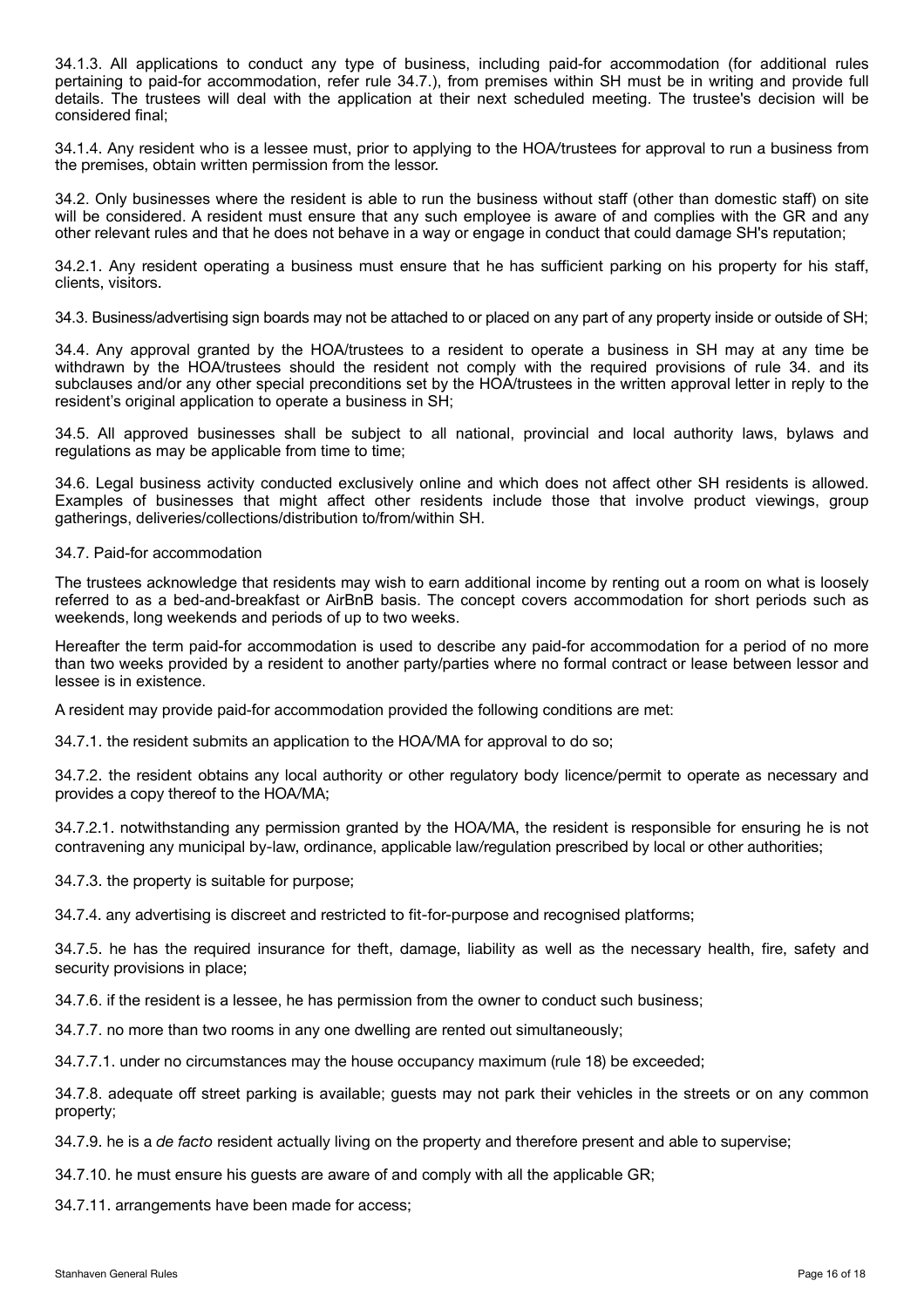34.1.3. All applications to conduct any type of business, including paid-for accommodation (for additional rules pertaining to paid-for accommodation, refer rule 34.7.), from premises within SH must be in writing and provide full details. The trustees will deal with the application at their next scheduled meeting. The trustee's decision will be considered final;

34.1.4. Any resident who is a lessee must, prior to applying to the HOA/trustees for approval to run a business from the premises, obtain written permission from the lessor.

34.2. Only businesses where the resident is able to run the business without staff (other than domestic staff) on site will be considered. A resident must ensure that any such employee is aware of and complies with the GR and any other relevant rules and that he does not behave in a way or engage in conduct that could damage SH's reputation;

34.2.1. Any resident operating a business must ensure that he has sufficient parking on his property for his staff, clients, visitors.

34.3. Business/advertising sign boards may not be attached to or placed on any part of any property inside or outside of SH;

34.4. Any approval granted by the HOA/trustees to a resident to operate a business in SH may at any time be withdrawn by the HOA/trustees should the resident not comply with the required provisions of rule 34. and its subclauses and/or any other special preconditions set by the HOA/trustees in the written approval letter in reply to the resident's original application to operate a business in SH;

34.5. All approved businesses shall be subject to all national, provincial and local authority laws, bylaws and regulations as may be applicable from time to time;

34.6. Legal business activity conducted exclusively online and which does not affect other SH residents is allowed. Examples of businesses that might affect other residents include those that involve product viewings, group gatherings, deliveries/collections/distribution to/from/within SH.

34.7. Paid-for accommodation

The trustees acknowledge that residents may wish to earn additional income by renting out a room on what is loosely referred to as a bed-and-breakfast or AirBnB basis. The concept covers accommodation for short periods such as weekends, long weekends and periods of up to two weeks.

Hereafter the term paid-for accommodation is used to describe any paid-for accommodation for a period of no more than two weeks provided by a resident to another party/parties where no formal contract or lease between lessor and lessee is in existence.

A resident may provide paid-for accommodation provided the following conditions are met:

34.7.1. the resident submits an application to the HOA/MA for approval to do so;

34.7.2. the resident obtains any local authority or other regulatory body licence/permit to operate as necessary and provides a copy thereof to the HOA/MA;

34.7.2.1. notwithstanding any permission granted by the HOA/MA, the resident is responsible for ensuring he is not contravening any municipal by-law, ordinance, applicable law/regulation prescribed by local or other authorities;

34.7.3. the property is suitable for purpose;

34.7.4. any advertising is discreet and restricted to fit-for-purpose and recognised platforms;

34.7.5. he has the required insurance for theft, damage, liability as well as the necessary health, fire, safety and security provisions in place;

34.7.6. if the resident is a lessee, he has permission from the owner to conduct such business;

34.7.7. no more than two rooms in any one dwelling are rented out simultaneously;

34.7.7.1. under no circumstances may the house occupancy maximum (rule 18) be exceeded;

34.7.8. adequate off street parking is available; guests may not park their vehicles in the streets or on any common property;

34.7.9. he is a *de facto* resident actually living on the property and therefore present and able to supervise;

34.7.10. he must ensure his guests are aware of and comply with all the applicable GR;

34.7.11. arrangements have been made for access;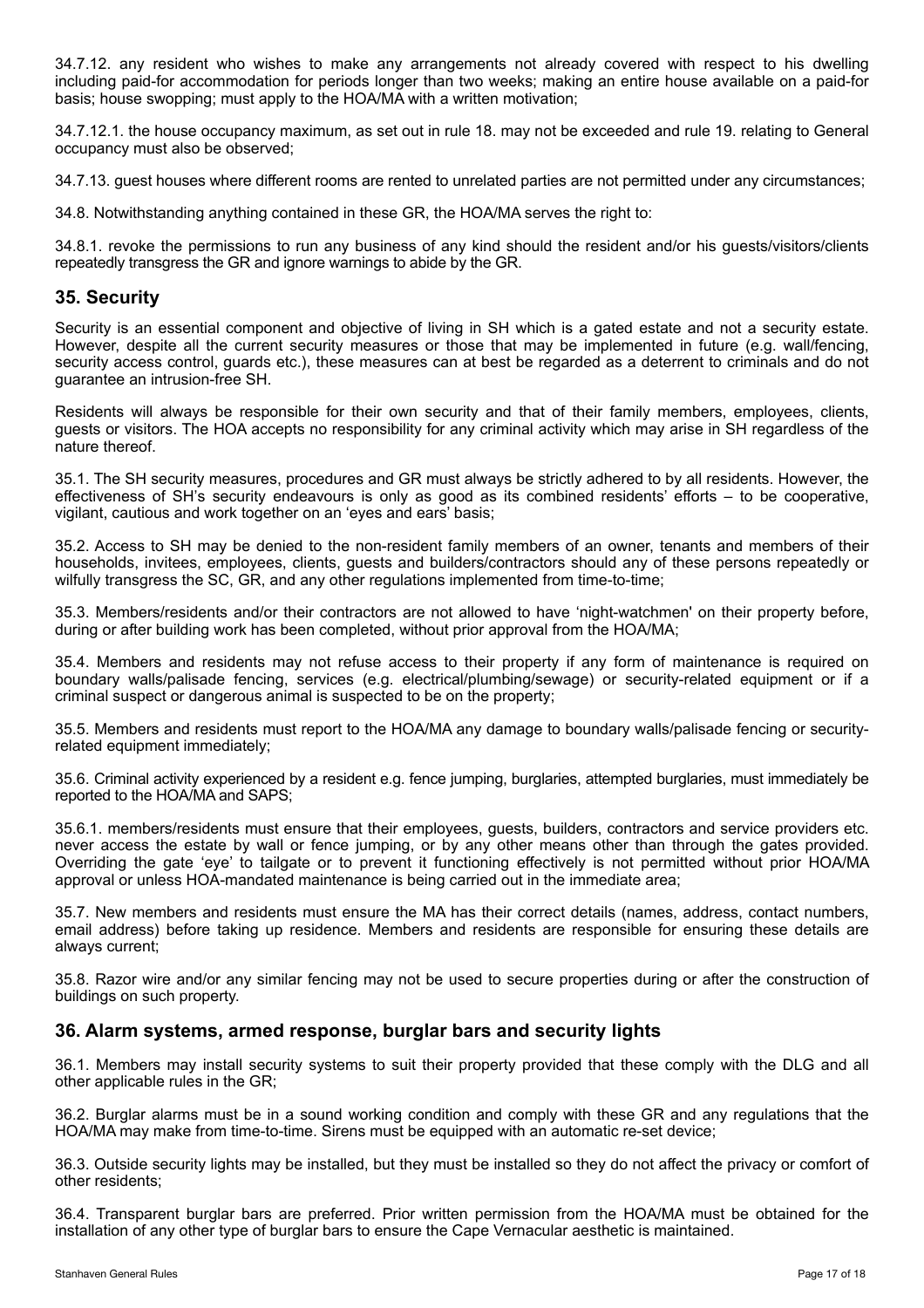34.7.12. any resident who wishes to make any arrangements not already covered with respect to his dwelling including paid-for accommodation for periods longer than two weeks; making an entire house available on a paid-for basis; house swopping; must apply to the HOA/MA with a written motivation;

34.7.12.1. the house occupancy maximum, as set out in rule 18. may not be exceeded and rule 19. relating to General occupancy must also be observed;

34.7.13. guest houses where different rooms are rented to unrelated parties are not permitted under any circumstances;

34.8. Notwithstanding anything contained in these GR, the HOA/MA serves the right to:

34.8.1. revoke the permissions to run any business of any kind should the resident and/or his guests/visitors/clients repeatedly transgress the GR and ignore warnings to abide by the GR.

## 35. Security

Security is an essential component and objective of living in SH which is a gated estate and not a security estate. However, despite all the current security measures or those that may be implemented in future (e.g. wall/fencing, security access control, guards etc.), these measures can at best be regarded as a deterrent to criminals and do not guarantee an intrusion-free SH.

Residents will always be responsible for their own security and that of their family members, employees, clients, guests or visitors. The HOA accepts no responsibility for any criminal activity which may arise in SH regardless of the nature thereof.

35.1. The SH security measures, procedures and GR must always be strictly adhered to by all residents. However, the effectiveness of SH's security endeavours is only as good as its combined residents' efforts – to be cooperative, vigilant, cautious and work together on an 'eyes and ears' basis;

35.2. Access to SH may be denied to the non-resident family members of an owner, tenants and members of their households, invitees, employees, clients, guests and builders/contractors should any of these persons repeatedly or wilfully transgress the SC, GR, and any other regulations implemented from time-to-time;

35.3. Members/residents and/or their contractors are not allowed to have 'night-watchmen' on their property before, during or after building work has been completed, without prior approval from the HOA/MA;

35.4. Members and residents may not refuse access to their property if any form of maintenance is required on boundary walls/palisade fencing, services (e.g. electrical/plumbing/sewage) or security-related equipment or if a criminal suspect or dangerous animal is suspected to be on the property;

35.5. Members and residents must report to the HOA/MA any damage to boundary walls/palisade fencing or security-related equipment immediately;

35.6. Criminal activity experienced by a resident e.g. fence jumping, burglaries, attempted burglaries, must immediately be reported to the HOA/MA and SAPS;

35.6.1. members/residents must ensure that their employees, guests, builders, contractors and service providers etc. never access the estate by wall or fence jumping, or by any other means other than through the gates provided. Overriding the gate 'eye' to tailgate or to prevent it functioning effectively is not permitted without prior HOA/MA approval or unless HOA-mandated maintenance is being carried out in the immediate area;

35.7. New members and residents must ensure the MA has their correct details (names, address, contact numbers, email address) before taking up residence. Members and residents are responsible for ensuring these details are always current;

35.8. Razor wire and/or any similar fencing may not be used to secure properties during or after the construction of buildings on such property.

## 36. Alarm systems, armed response, burglar bars and security lights

36.1. Members may install security systems to suit their property provided that these comply with the DLG and all other applicable rules in the GR;

36.2. Burglar alarms must be in a sound working condition and comply with these GR and any regulations that the HOA/MA may make from time-to-time. Sirens must be equipped with an automatic re-set device;

36.3. Outside security lights may be installed, but they must be installed so they do not affect the privacy or comfort of other residents;

36.4. Transparent burglar bars are preferred. Prior written permission from the HOA/MA must be obtained for the installation of any other type of burglar bars to ensure the Cape Vernacular aesthetic is maintained.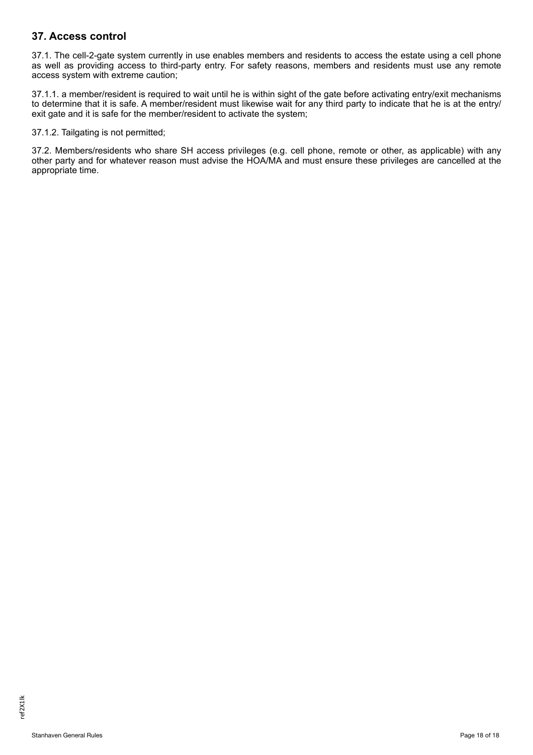## 37. Access control

37.1. The cell-2-gate system currently in use enables members and residents to access the estate using a cell phone as well as providing access to third-party entry. For safety reasons, members and residents must use any remote access system with extreme caution;

37.1.1. a member/resident is required to wait until he is within sight of the gate before activating entry/exit mechanisms to determine that it is safe. A member/resident must likewise wait for any third party to indicate that he is at the entry/exit gate and it is safe for the member/resident to activate the system;

37.1.2. Tailgating is not permitted;

37.2. Members/residents who share SH access privileges (e.g. cell phone, remote or other, as applicable) with any other party and for whatever reason must advise the HOA/MA and must ensure these privileges are cancelled at the appropriate time.